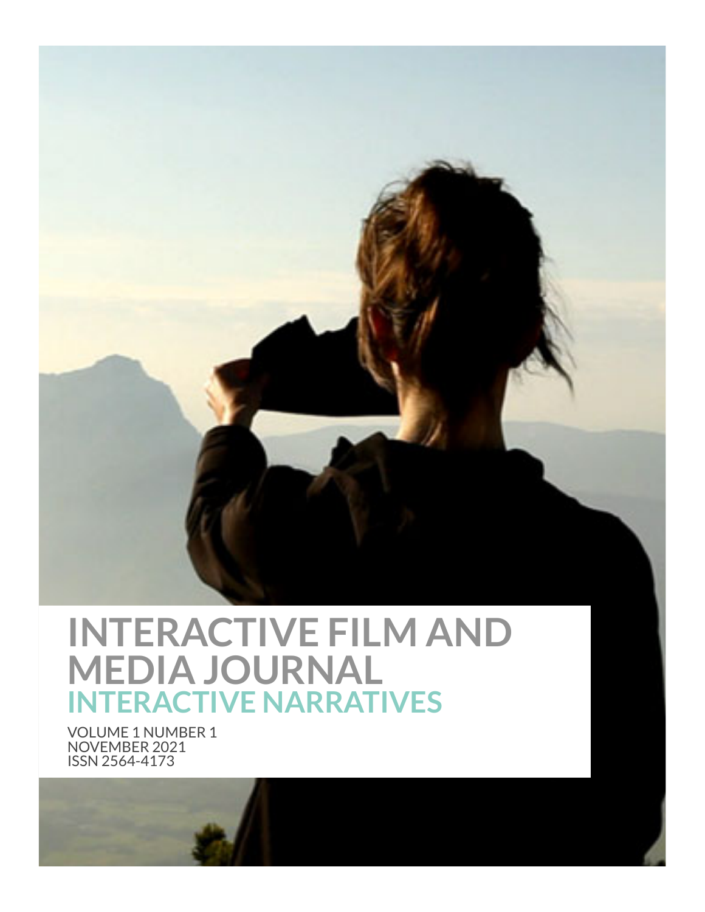# INTERACTIVE FILM AND MEDIA JOURNAL

## INTERACTIVE NARRATIVES

VOLUME 1 NUMBER 1
NOVEMBER 2021
ISSN 2564-4173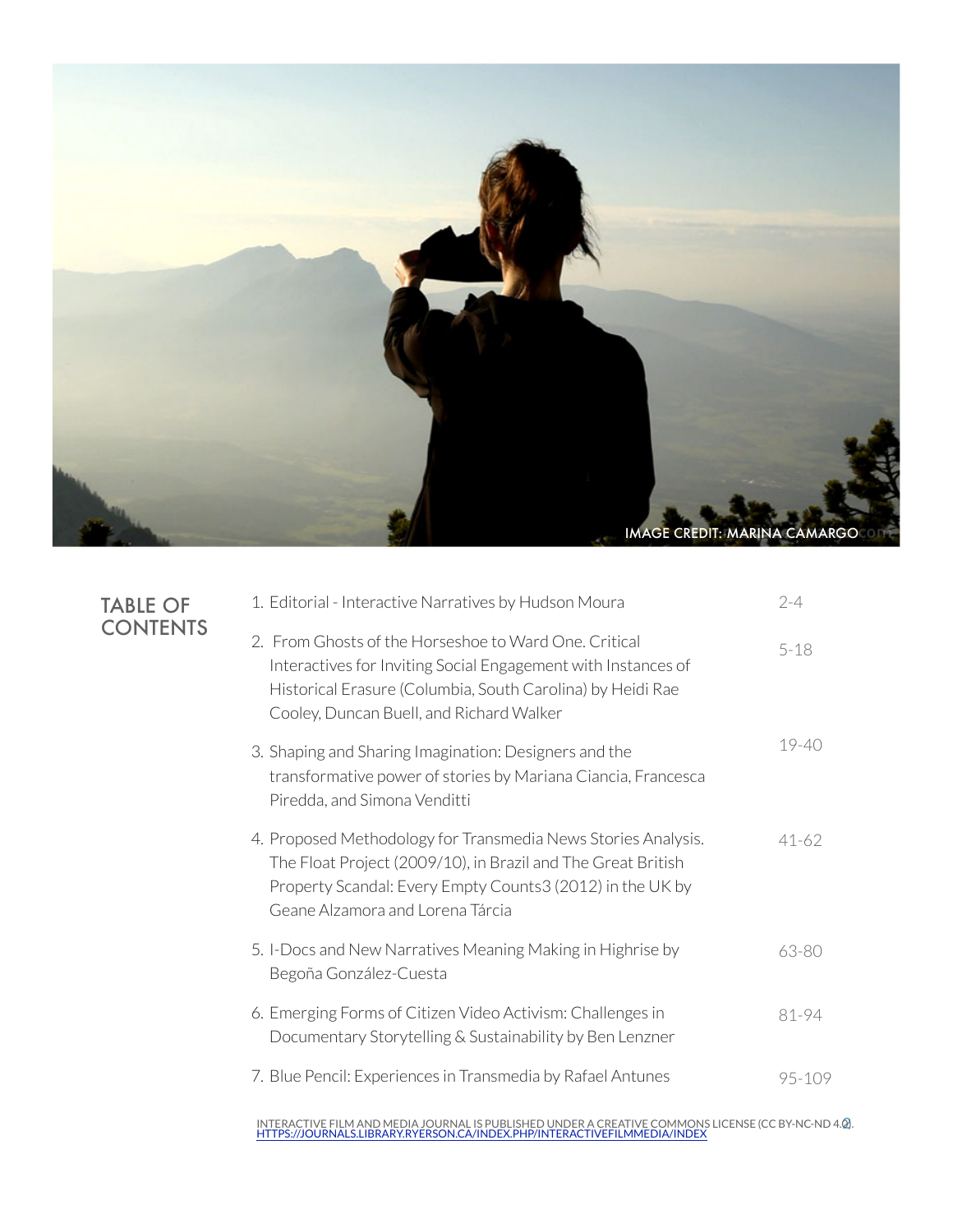IMAGE CREDIT: MARINA CAMARGO

## TABLE OF CONTENTS

1. Editorial - Interactive Narratives by Hudson Moura — 2-4
2. From Ghosts of the Horseshoe to Ward One. Critical Interactives for Inviting Social Engagement with Instances of Historical Erasure (Columbia, South Carolina) by Heidi Rae Cooley, Duncan Buell, and Richard Walker — 5-18
3. Shaping and Sharing Imagination: Designers and the transformative power of stories by Mariana Ciancia, Francesca Piredda, and Simona Venditti — 19-40
4. Proposed Methodology for Transmedia News Stories Analysis. The Float Project (2009/10), in Brazil and The Great British Property Scandal: Every Empty Counts3 (2012) in the UK by Geane Alzamora and Lorena Tárcia — 41-62
5. I-Docs and New Narratives Meaning Making in Highrise by Begoña González-Cuesta — 63-80
6. Emerging Forms of Citizen Video Activism: Challenges in Documentary Storytelling & Sustainability by Ben Lenzner — 81-94
7. Blue Pencil: Experiences in Transmedia by Rafael Antunes — 95-109

INTERACTIVE FILM AND MEDIA JOURNAL IS PUBLISHED UNDER A CREATIVE COMMONS LICENSE (CC BY-NC-ND 4.0). HTTPS://JOURNALS.LIBRARY.RYERSON.CA/INDEX.PHP/INTERACTIVEFILMMEDIA/INDEX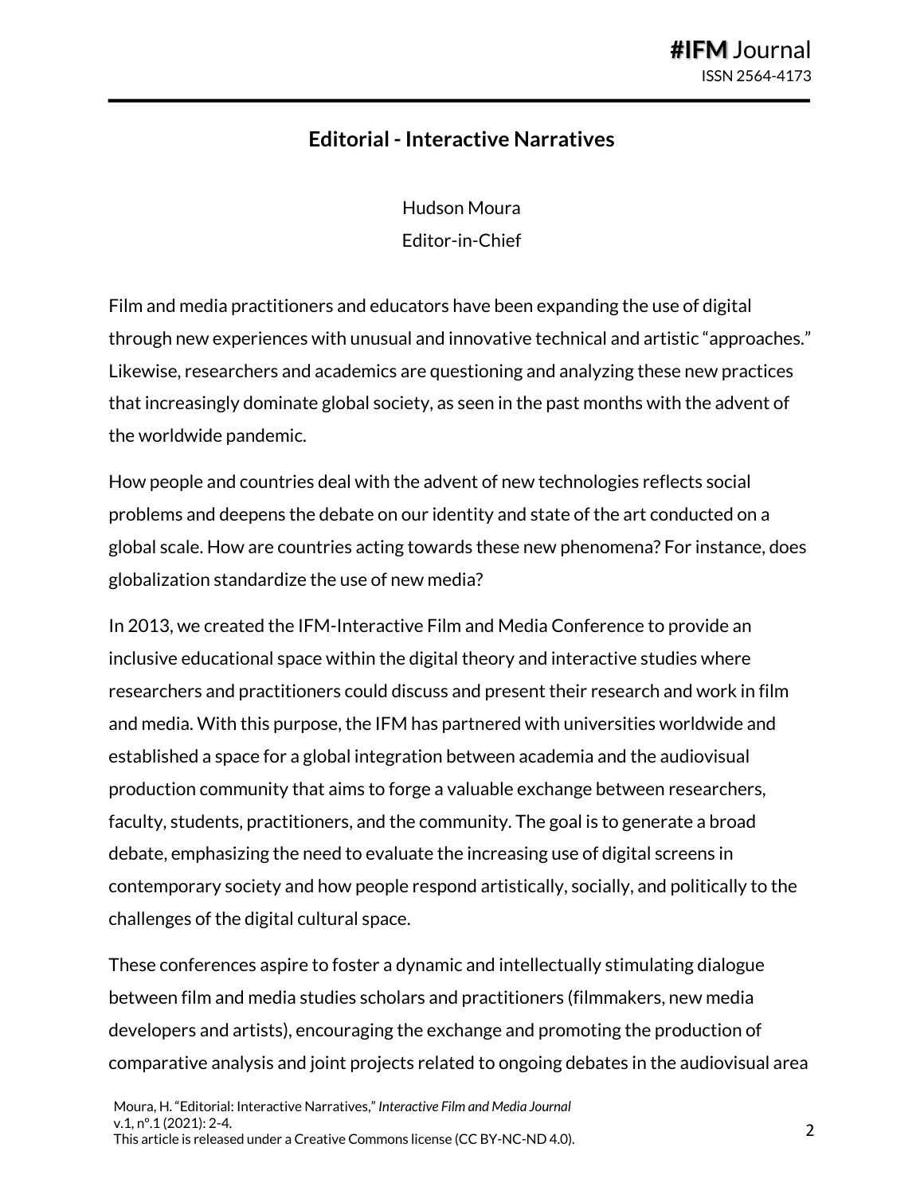## Editorial - Interactive Narratives

Hudson Moura

Editor-in-Chief

Film and media practitioners and educators have been expanding the use of digital through new experiences with unusual and innovative technical and artistic "approaches." Likewise, researchers and academics are questioning and analyzing these new practices that increasingly dominate global society, as seen in the past months with the advent of the worldwide pandemic.

How people and countries deal with the advent of new technologies reflects social problems and deepens the debate on our identity and state of the art conducted on a global scale. How are countries acting towards these new phenomena? For instance, does globalization standardize the use of new media?

In 2013, we created the IFM-Interactive Film and Media Conference to provide an inclusive educational space within the digital theory and interactive studies where researchers and practitioners could discuss and present their research and work in film and media. With this purpose, the IFM has partnered with universities worldwide and established a space for a global integration between academia and the audiovisual production community that aims to forge a valuable exchange between researchers, faculty, students, practitioners, and the community. The goal is to generate a broad debate, emphasizing the need to evaluate the increasing use of digital screens in contemporary society and how people respond artistically, socially, and politically to the challenges of the digital cultural space.

These conferences aspire to foster a dynamic and intellectually stimulating dialogue between film and media studies scholars and practitioners (filmmakers, new media developers and artists), encouraging the exchange and promoting the production of comparative analysis and joint projects related to ongoing debates in the audiovisual area

Moura, H. "Editorial: Interactive Narratives," *Interactive Film and Media Journal* v.1, nº.1 (2021): 2-4.
This article is released under a Creative Commons license (CC BY-NC-ND 4.0).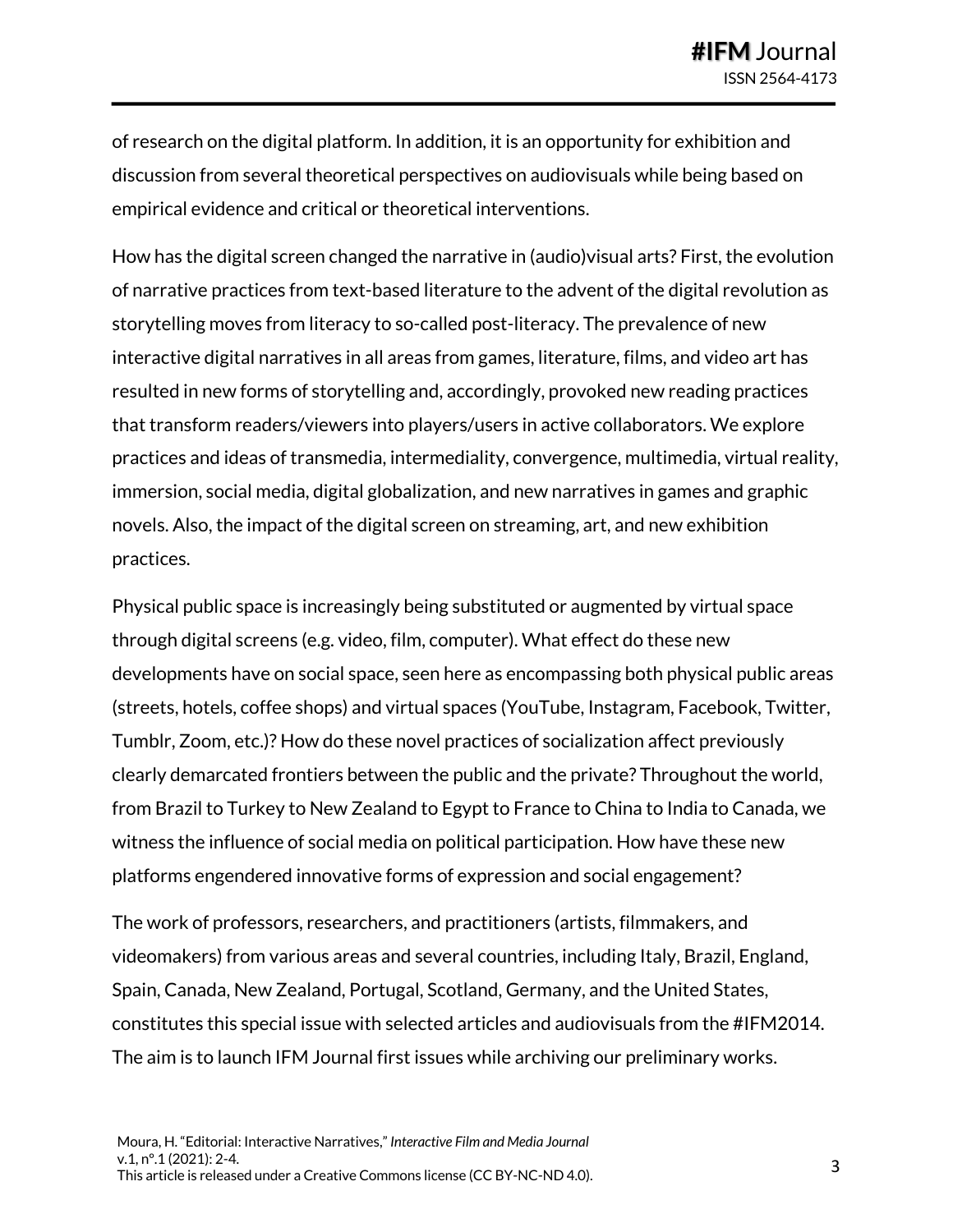of research on the digital platform. In addition, it is an opportunity for exhibition and discussion from several theoretical perspectives on audiovisuals while being based on empirical evidence and critical or theoretical interventions.

How has the digital screen changed the narrative in (audio)visual arts? First, the evolution of narrative practices from text-based literature to the advent of the digital revolution as storytelling moves from literacy to so-called post-literacy. The prevalence of new interactive digital narratives in all areas from games, literature, films, and video art has resulted in new forms of storytelling and, accordingly, provoked new reading practices that transform readers/viewers into players/users in active collaborators. We explore practices and ideas of transmedia, intermediality, convergence, multimedia, virtual reality, immersion, social media, digital globalization, and new narratives in games and graphic novels. Also, the impact of the digital screen on streaming, art, and new exhibition practices.

Physical public space is increasingly being substituted or augmented by virtual space through digital screens (e.g. video, film, computer). What effect do these new developments have on social space, seen here as encompassing both physical public areas (streets, hotels, coffee shops) and virtual spaces (YouTube, Instagram, Facebook, Twitter, Tumblr, Zoom, etc.)? How do these novel practices of socialization affect previously clearly demarcated frontiers between the public and the private? Throughout the world, from Brazil to Turkey to New Zealand to Egypt to France to China to India to Canada, we witness the influence of social media on political participation. How have these new platforms engendered innovative forms of expression and social engagement?

The work of professors, researchers, and practitioners (artists, filmmakers, and videomakers) from various areas and several countries, including Italy, Brazil, England, Spain, Canada, New Zealand, Portugal, Scotland, Germany, and the United States, constitutes this special issue with selected articles and audiovisuals from the #IFM2014. The aim is to launch IFM Journal first issues while archiving our preliminary works.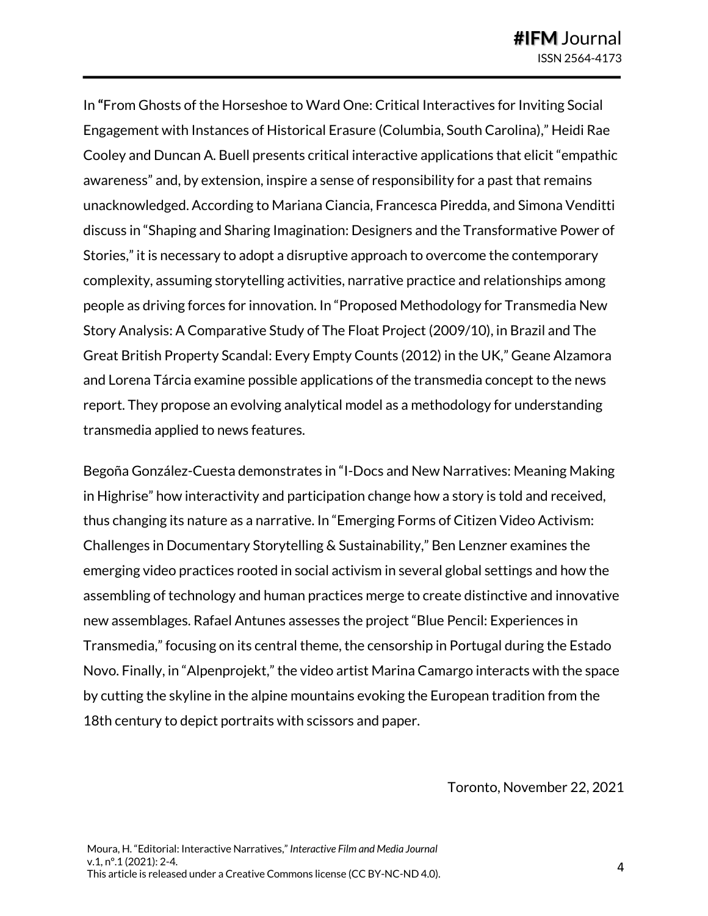In “From Ghosts of the Horseshoe to Ward One: Critical Interactives for Inviting Social Engagement with Instances of Historical Erasure (Columbia, South Carolina),” Heidi Rae Cooley and Duncan A. Buell presents critical interactive applications that elicit “empathic awareness” and, by extension, inspire a sense of responsibility for a past that remains unacknowledged. According to Mariana Ciancia, Francesca Piredda, and Simona Venditti discuss in “Shaping and Sharing Imagination: Designers and the Transformative Power of Stories,” it is necessary to adopt a disruptive approach to overcome the contemporary complexity, assuming storytelling activities, narrative practice and relationships among people as driving forces for innovation. In “Proposed Methodology for Transmedia New Story Analysis: A Comparative Study of The Float Project (2009/10), in Brazil and The Great British Property Scandal: Every Empty Counts (2012) in the UK,” Geane Alzamora and Lorena Tárcia examine possible applications of the transmedia concept to the news report. They propose an evolving analytical model as a methodology for understanding transmedia applied to news features.

Begoña González-Cuesta demonstrates in “I-Docs and New Narratives: Meaning Making in Highrise” how interactivity and participation change how a story is told and received, thus changing its nature as a narrative. In “Emerging Forms of Citizen Video Activism: Challenges in Documentary Storytelling & Sustainability,” Ben Lenzner examines the emerging video practices rooted in social activism in several global settings and how the assembling of technology and human practices merge to create distinctive and innovative new assemblages. Rafael Antunes assesses the project “Blue Pencil: Experiences in Transmedia,” focusing on its central theme, the censorship in Portugal during the Estado Novo. Finally, in “Alpenprojekt,” the video artist Marina Camargo interacts with the space by cutting the skyline in the alpine mountains evoking the European tradition from the 18th century to depict portraits with scissors and paper.

Toronto, November 22, 2021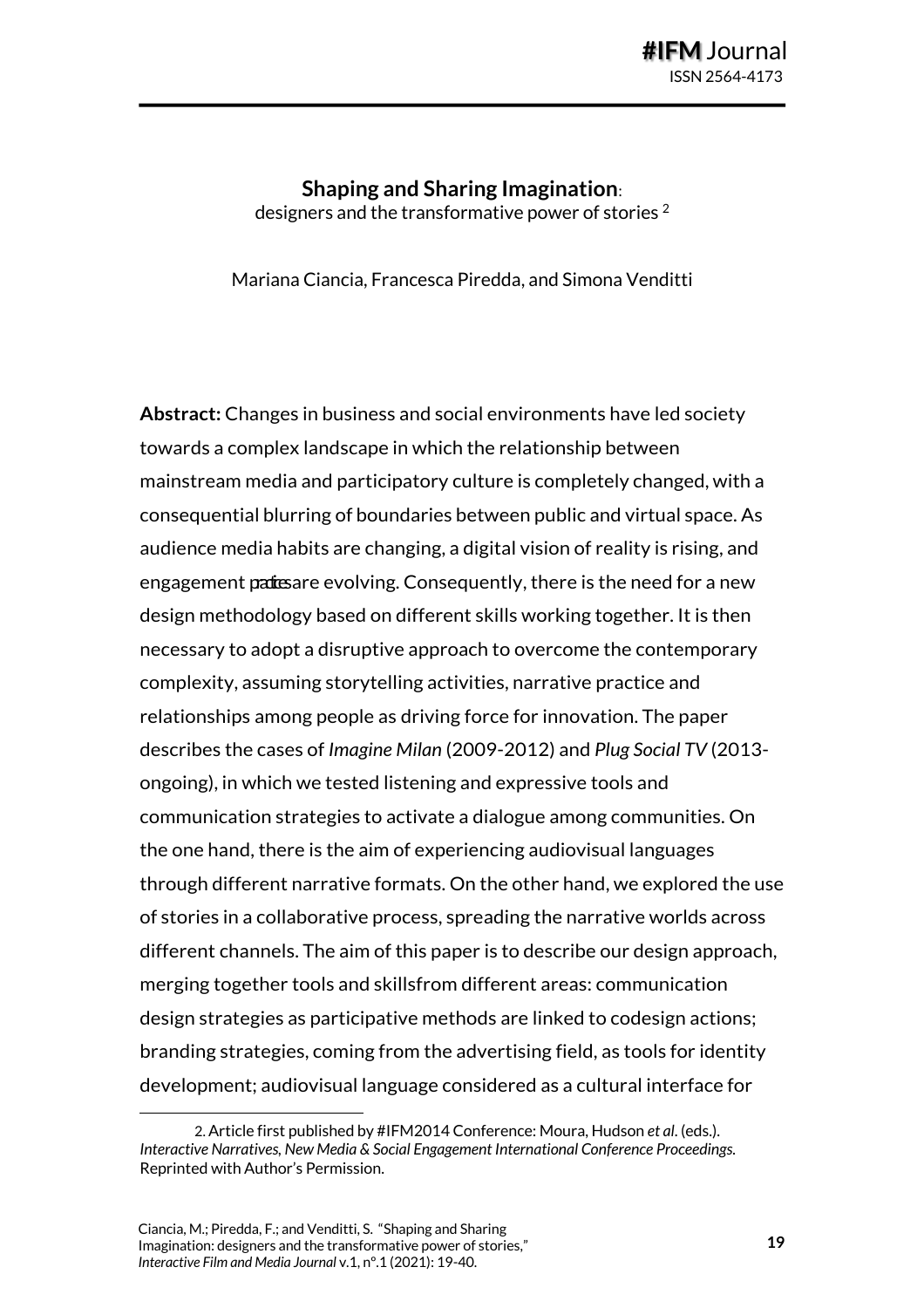**Shaping and Sharing Imagination**:
designers and the transformative power of stories [2]

Mariana Ciancia, Francesca Piredda, and Simona Venditti

**Abstract:** Changes in business and social environments have led society towards a complex landscape in which the relationship between mainstream media and participatory culture is completely changed, with a consequential blurring of boundaries between public and virtual space. As audience media habits are changing, a digital vision of reality is rising, and engagement practices are evolving. Consequently, there is the need for a new design methodology based on different skills working together. It is then necessary to adopt a disruptive approach to overcome the contemporary complexity, assuming storytelling activities, narrative practice and relationships among people as driving force for innovation. The paper describes the cases of *Imagine Milan* (2009-2012) and *Plug Social TV* (2013-ongoing), in which we tested listening and expressive tools and communication strategies to activate a dialogue among communities. On the one hand, there is the aim of experiencing audiovisual languages through different narrative formats. On the other hand, we explored the use of stories in a collaborative process, spreading the narrative worlds across different channels. The aim of this paper is to describe our design approach, merging together tools and skillsfrom different areas: communication design strategies as participative methods are linked to codesign actions; branding strategies, coming from the advertising field, as tools for identity development; audiovisual language considered as a cultural interface for

2. Article first published by #IFM2014 Conference: Moura, Hudson *et al*. (eds.). *Interactive Narratives, New Media & Social Engagement International Conference Proceedings.* Reprinted with Author's Permission.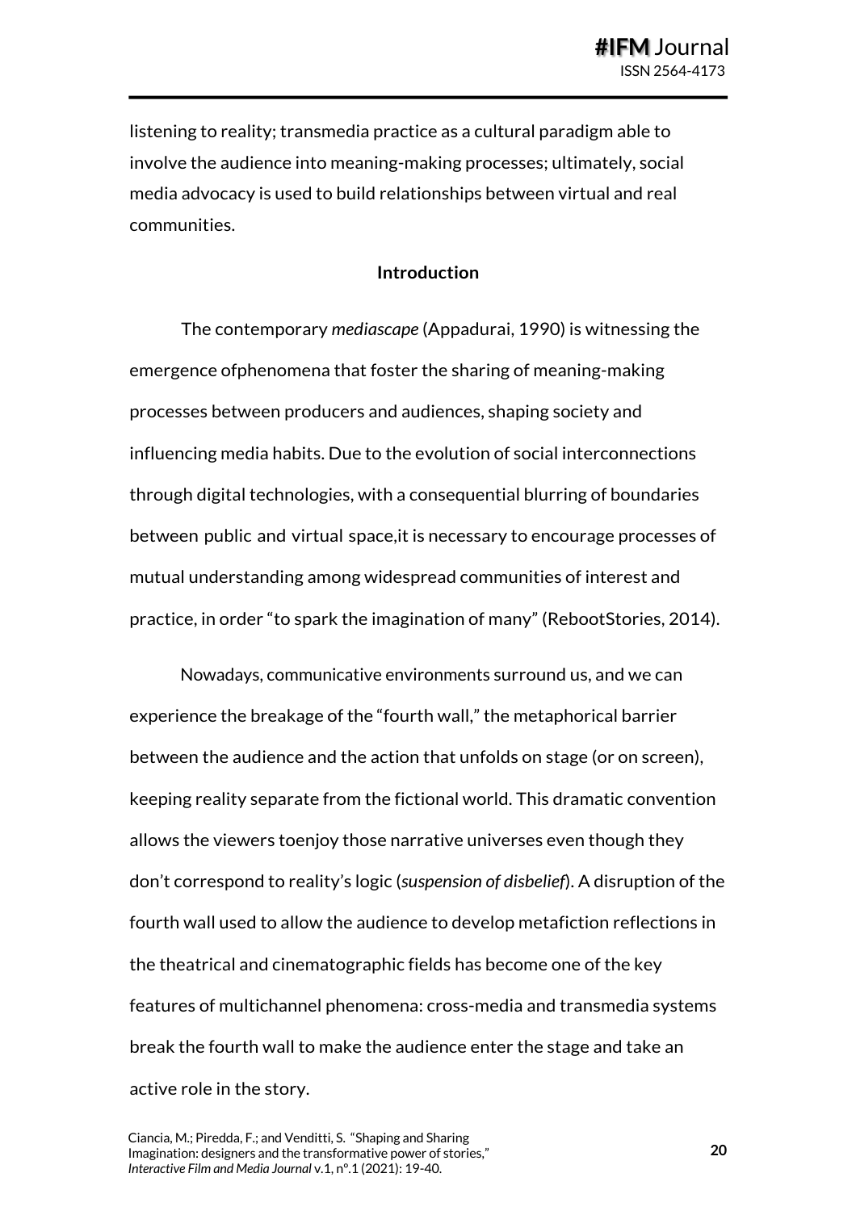listening to reality; transmedia practice as a cultural paradigm able to involve the audience into meaning-making processes; ultimately, social media advocacy is used to build relationships between virtual and real communities.

## Introduction

The contemporary *mediascape* (Appadurai, 1990) is witnessing the emergence ofphenomena that foster the sharing of meaning-making processes between producers and audiences, shaping society and influencing media habits. Due to the evolution of social interconnections through digital technologies, with a consequential blurring of boundaries between public and virtual space,it is necessary to encourage processes of mutual understanding among widespread communities of interest and practice, in order "to spark the imagination of many" (RebootStories, 2014).

Nowadays, communicative environments surround us, and we can experience the breakage of the "fourth wall," the metaphorical barrier between the audience and the action that unfolds on stage (or on screen), keeping reality separate from the fictional world. This dramatic convention allows the viewers toenjoy those narrative universes even though they don't correspond to reality's logic (*suspension of disbelief*). A disruption of the fourth wall used to allow the audience to develop metafiction reflections in the theatrical and cinematographic fields has become one of the key features of multichannel phenomena: cross-media and transmedia systems break the fourth wall to make the audience enter the stage and take an active role in the story.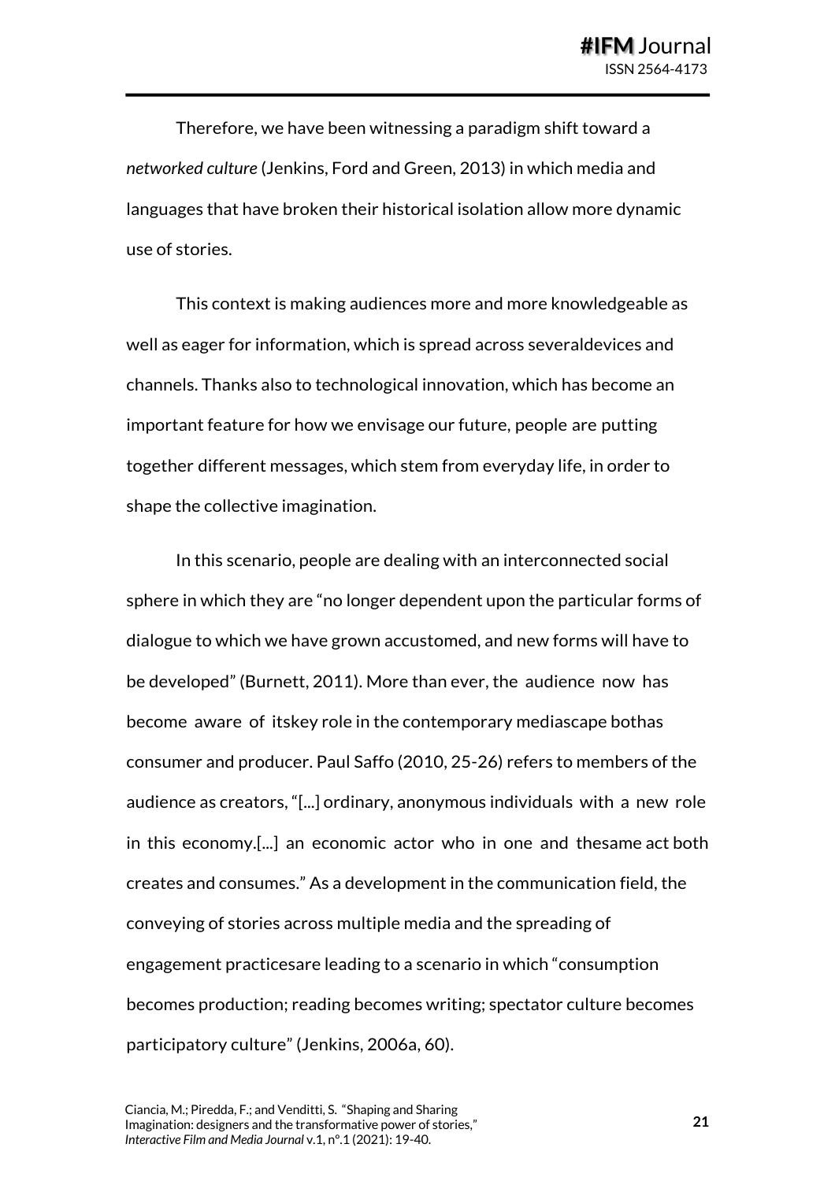Therefore, we have been witnessing a paradigm shift toward a *networked culture* (Jenkins, Ford and Green, 2013) in which media and languages that have broken their historical isolation allow more dynamic use of stories.

This context is making audiences more and more knowledgeable as well as eager for information, which is spread across severaldevices and channels. Thanks also to technological innovation, which has become an important feature for how we envisage our future, people are putting together different messages, which stem from everyday life, in order to shape the collective imagination.

In this scenario, people are dealing with an interconnected social sphere in which they are "no longer dependent upon the particular forms of dialogue to which we have grown accustomed, and new forms will have to be developed" (Burnett, 2011). More than ever, the audience now has become aware of itskey role in the contemporary mediascape bothas consumer and producer. Paul Saffo (2010, 25-26) refers to members of the audience as creators, "[...] ordinary, anonymous individuals with a new role in this economy.[...] an economic actor who in one and thesame act both creates and consumes." As a development in the communication field, the conveying of stories across multiple media and the spreading of engagement practicesare leading to a scenario in which "consumption becomes production; reading becomes writing; spectator culture becomes participatory culture" (Jenkins, 2006a, 60).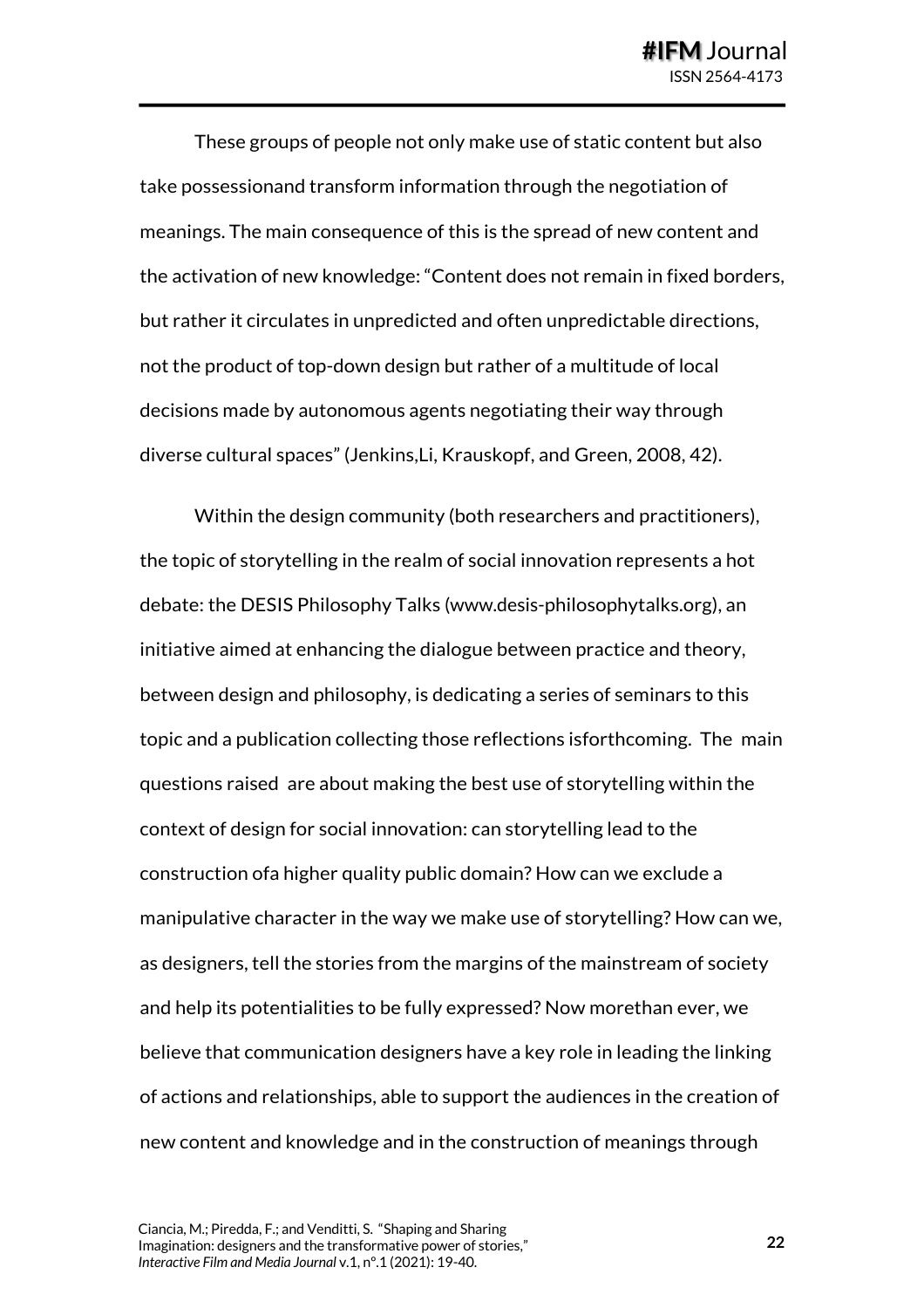These groups of people not only make use of static content but also take possessionand transform information through the negotiation of meanings. The main consequence of this is the spread of new content and the activation of new knowledge: "Content does not remain in fixed borders, but rather it circulates in unpredicted and often unpredictable directions, not the product of top-down design but rather of a multitude of local decisions made by autonomous agents negotiating their way through diverse cultural spaces" (Jenkins,Li, Krauskopf, and Green, 2008, 42).

Within the design community (both researchers and practitioners), the topic of storytelling in the realm of social innovation represents a hot debate: the DESIS Philosophy Talks (www.desis-philosophytalks.org), an initiative aimed at enhancing the dialogue between practice and theory, between design and philosophy, is dedicating a series of seminars to this topic and a publication collecting those reflections isforthcoming. The main questions raised are about making the best use of storytelling within the context of design for social innovation: can storytelling lead to the construction ofa higher quality public domain? How can we exclude a manipulative character in the way we make use of storytelling? How can we, as designers, tell the stories from the margins of the mainstream of society and help its potentialities to be fully expressed? Now morethan ever, we believe that communication designers have a key role in leading the linking of actions and relationships, able to support the audiences in the creation of new content and knowledge and in the construction of meanings through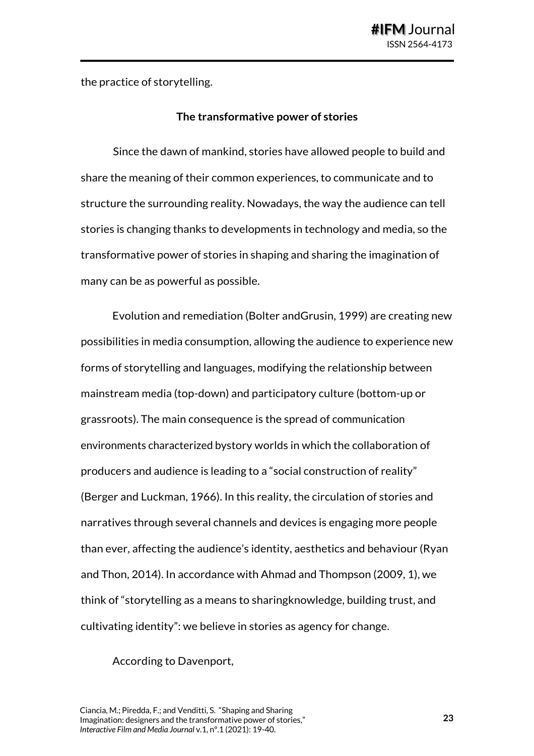the practice of storytelling.

## The transformative power of stories

Since the dawn of mankind, stories have allowed people to build and share the meaning of their common experiences, to communicate and to structure the surrounding reality. Nowadays, the way the audience can tell stories is changing thanks to developments in technology and media, so the transformative power of stories in shaping and sharing the imagination of many can be as powerful as possible.

Evolution and remediation (Bolter andGrusin, 1999) are creating new possibilities in media consumption, allowing the audience to experience new forms of storytelling and languages, modifying the relationship between mainstream media (top-down) and participatory culture (bottom-up or grassroots). The main consequence is the spread of communication environments characterized bystory worlds in which the collaboration of producers and audience is leading to a "social construction of reality" (Berger and Luckman, 1966). In this reality, the circulation of stories and narratives through several channels and devices is engaging more people than ever, affecting the audience's identity, aesthetics and behaviour (Ryan and Thon, 2014). In accordance with Ahmad and Thompson (2009, 1), we think of "storytelling as a means to sharingknowledge, building trust, and cultivating identity": we believe in stories as agency for change.

According to Davenport,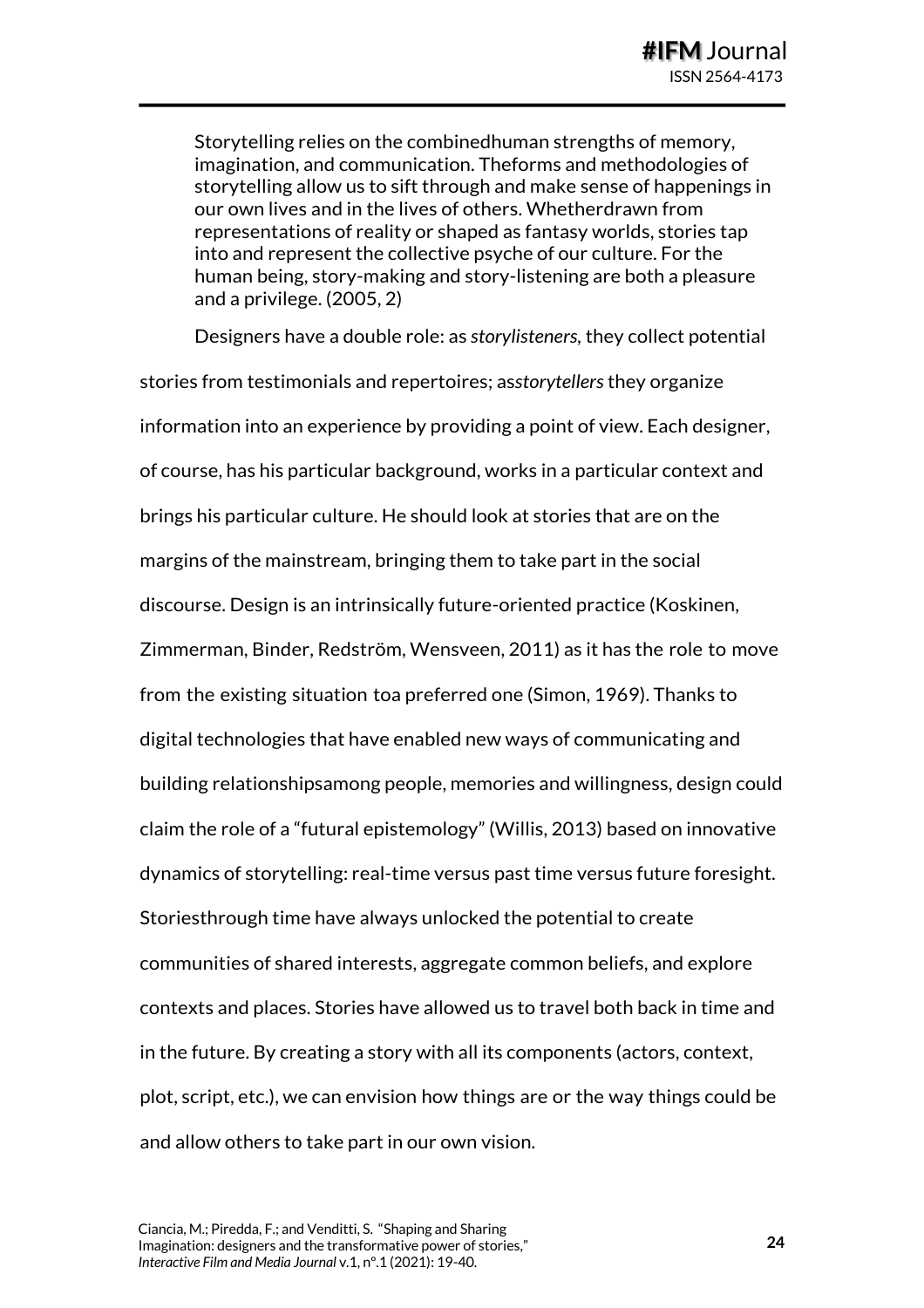> Storytelling relies on the combinedhuman strengths of memory, imagination, and communication. Theforms and methodologies of storytelling allow us to sift through and make sense of happenings in our own lives and in the lives of others. Whetherdrawn from representations of reality or shaped as fantasy worlds, stories tap into and represent the collective psyche of our culture. For the human being, story-making and story-listening are both a pleasure and a privilege. (2005, 2)

Designers have a double role: as *storylisteners*, they collect potential stories from testimonials and repertoires; as*storytellers* they organize information into an experience by providing a point of view. Each designer, of course, has his particular background, works in a particular context and brings his particular culture. He should look at stories that are on the margins of the mainstream, bringing them to take part in the social discourse. Design is an intrinsically future-oriented practice (Koskinen, Zimmerman, Binder, Redström, Wensveen, 2011) as it has the role to move from the existing situation toa preferred one (Simon, 1969). Thanks to digital technologies that have enabled new ways of communicating and building relationshipsamong people, memories and willingness, design could claim the role of a "futural epistemology" (Willis, 2013) based on innovative dynamics of storytelling: real-time versus past time versus future foresight. Storiesthrough time have always unlocked the potential to create communities of shared interests, aggregate common beliefs, and explore contexts and places. Stories have allowed us to travel both back in time and in the future. By creating a story with all its components (actors, context, plot, script, etc.), we can envision how things are or the way things could be and allow others to take part in our own vision.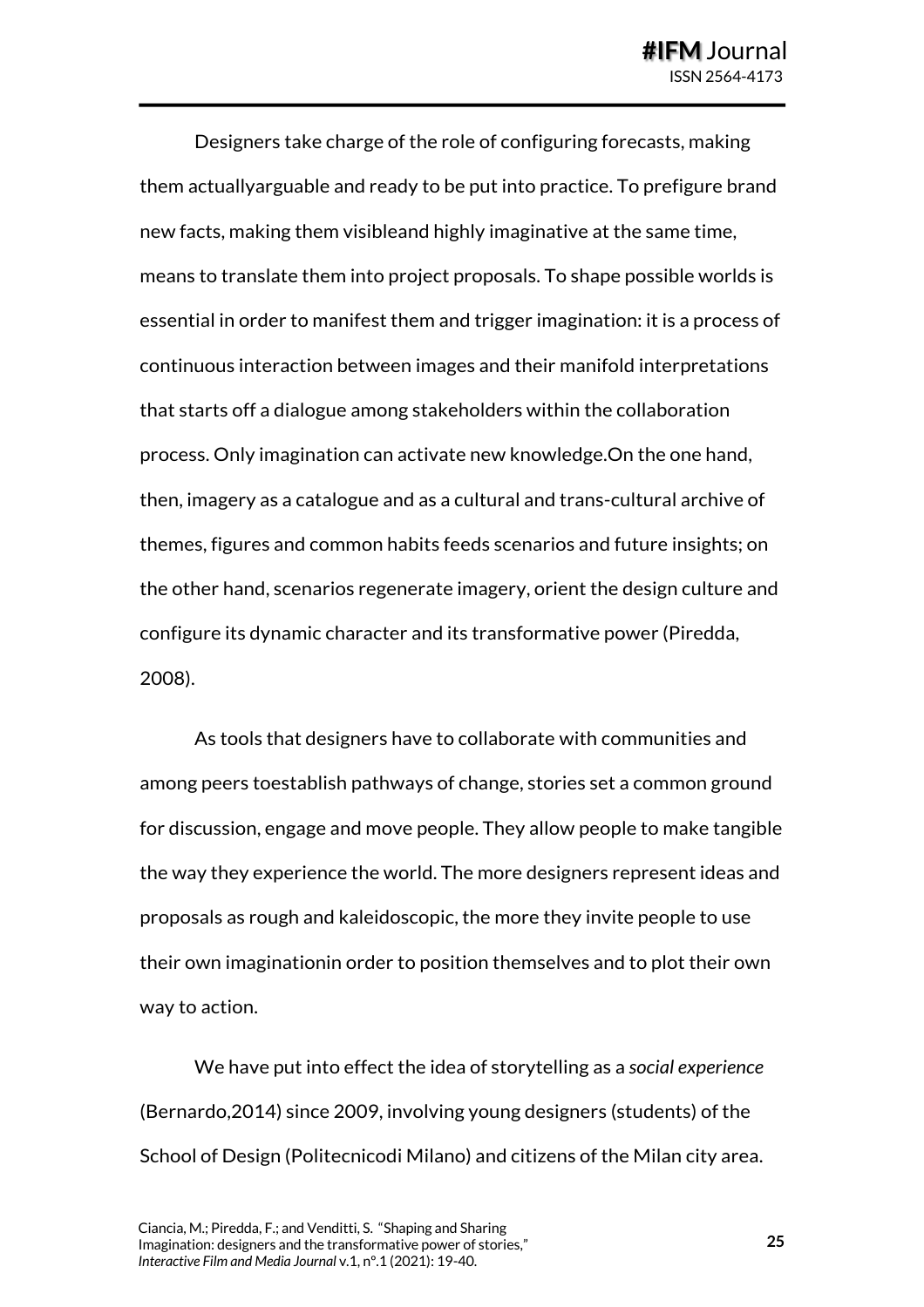Designers take charge of the role of configuring forecasts, making them actuallyarguable and ready to be put into practice. To prefigure brand new facts, making them visibleand highly imaginative at the same time, means to translate them into project proposals. To shape possible worlds is essential in order to manifest them and trigger imagination: it is a process of continuous interaction between images and their manifold interpretations that starts off a dialogue among stakeholders within the collaboration process. Only imagination can activate new knowledge.On the one hand, then, imagery as a catalogue and as a cultural and trans-cultural archive of themes, figures and common habits feeds scenarios and future insights; on the other hand, scenarios regenerate imagery, orient the design culture and configure its dynamic character and its transformative power (Piredda, 2008).

As tools that designers have to collaborate with communities and among peers toestablish pathways of change, stories set a common ground for discussion, engage and move people. They allow people to make tangible the way they experience the world. The more designers represent ideas and proposals as rough and kaleidoscopic, the more they invite people to use their own imaginationin order to position themselves and to plot their own way to action.

We have put into effect the idea of storytelling as a *social experience* (Bernardo,2014) since 2009, involving young designers (students) of the School of Design (Politecnicodi Milano) and citizens of the Milan city area.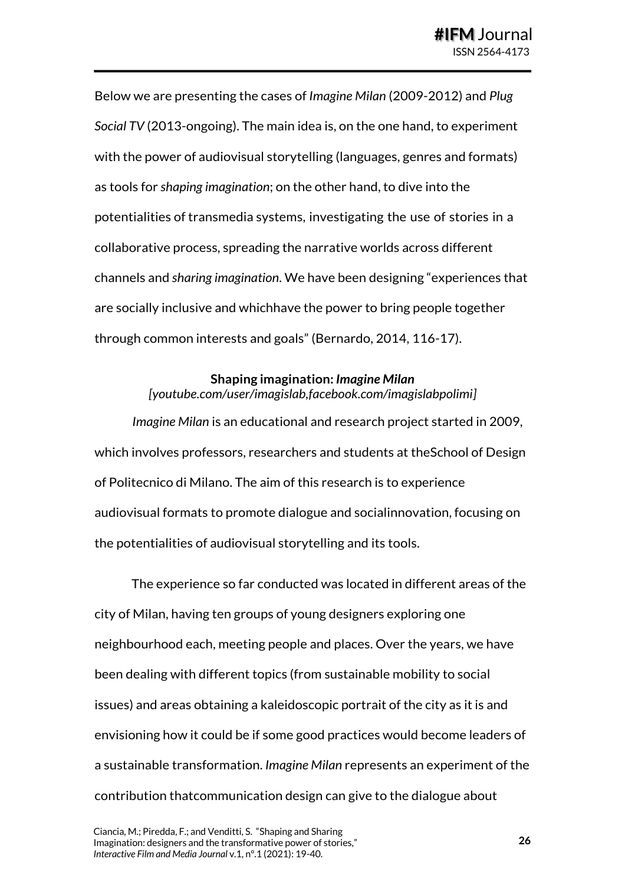Below we are presenting the cases of *Imagine Milan* (2009-2012) and *Plug Social TV* (2013-ongoing). The main idea is, on the one hand, to experiment with the power of audiovisual storytelling (languages, genres and formats) as tools for *shaping imagination*; on the other hand, to dive into the potentialities of transmedia systems, investigating the use of stories in a collaborative process, spreading the narrative worlds across different channels and *sharing imagination*. We have been designing "experiences that are socially inclusive and whichhave the power to bring people together through common interests and goals" (Bernardo, 2014, 116-17).

### Shaping imagination: *Imagine Milan*

*[youtube.com/user/imagislab,facebook.com/imagislabpolimi]*

*Imagine Milan* is an educational and research project started in 2009, which involves professors, researchers and students at theSchool of Design of Politecnico di Milano. The aim of this research is to experience audiovisual formats to promote dialogue and socialinnovation, focusing on the potentialities of audiovisual storytelling and its tools.

The experience so far conducted was located in different areas of the city of Milan, having ten groups of young designers exploring one neighbourhood each, meeting people and places. Over the years, we have been dealing with different topics (from sustainable mobility to social issues) and areas obtaining a kaleidoscopic portrait of the city as it is and envisioning how it could be if some good practices would become leaders of a sustainable transformation. *Imagine Milan* represents an experiment of the contribution thatcommunication design can give to the dialogue about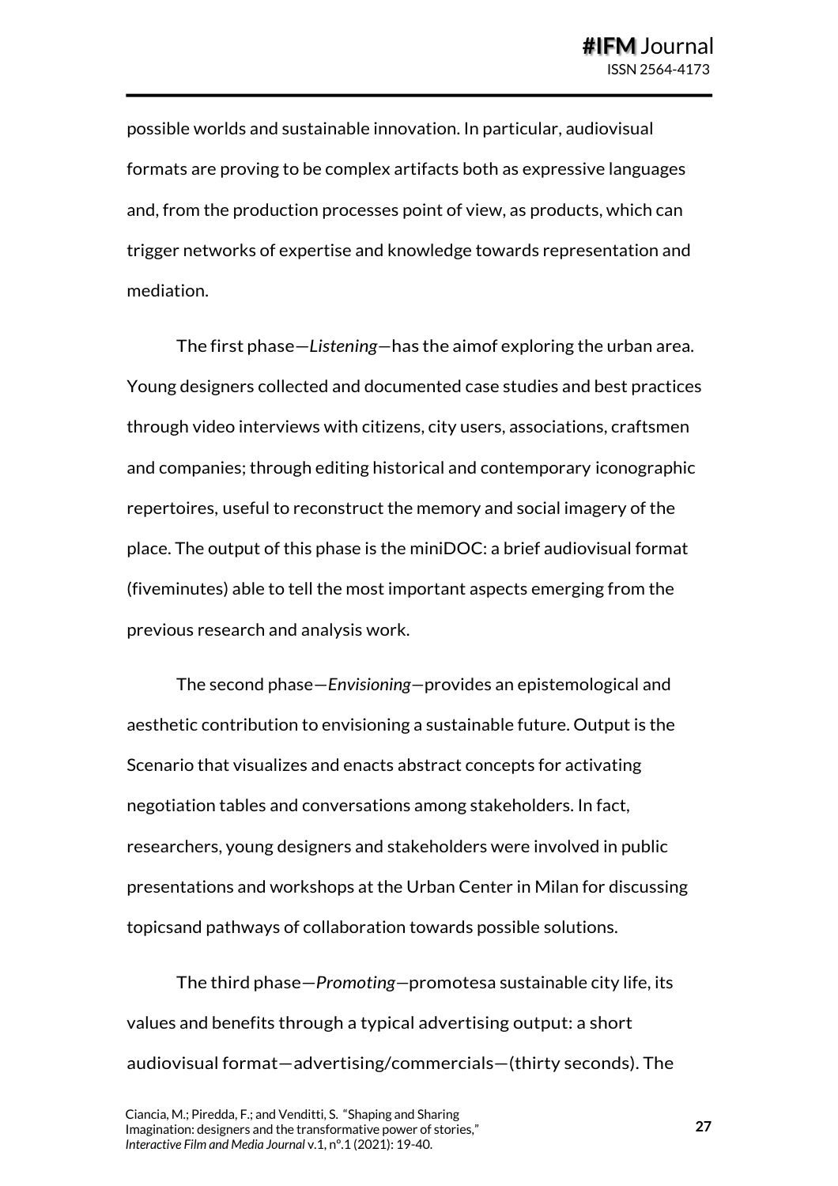possible worlds and sustainable innovation. In particular, audiovisual formats are proving to be complex artifacts both as expressive languages and, from the production processes point of view, as products, which can trigger networks of expertise and knowledge towards representation and mediation.

The first phase—*Listening*—has the aimof exploring the urban area. Young designers collected and documented case studies and best practices through video interviews with citizens, city users, associations, craftsmen and companies; through editing historical and contemporary iconographic repertoires, useful to reconstruct the memory and social imagery of the place. The output of this phase is the miniDOC: a brief audiovisual format (fiveminutes) able to tell the most important aspects emerging from the previous research and analysis work.

The second phase—*Envisioning*—provides an epistemological and aesthetic contribution to envisioning a sustainable future. Output is the Scenario that visualizes and enacts abstract concepts for activating negotiation tables and conversations among stakeholders. In fact, researchers, young designers and stakeholders were involved in public presentations and workshops at the Urban Center in Milan for discussing topicsand pathways of collaboration towards possible solutions.

The third phase—*Promoting*—promotesa sustainable city life, its values and benefits through a typical advertising output: a short audiovisual format—advertising/commercials—(thirty seconds). The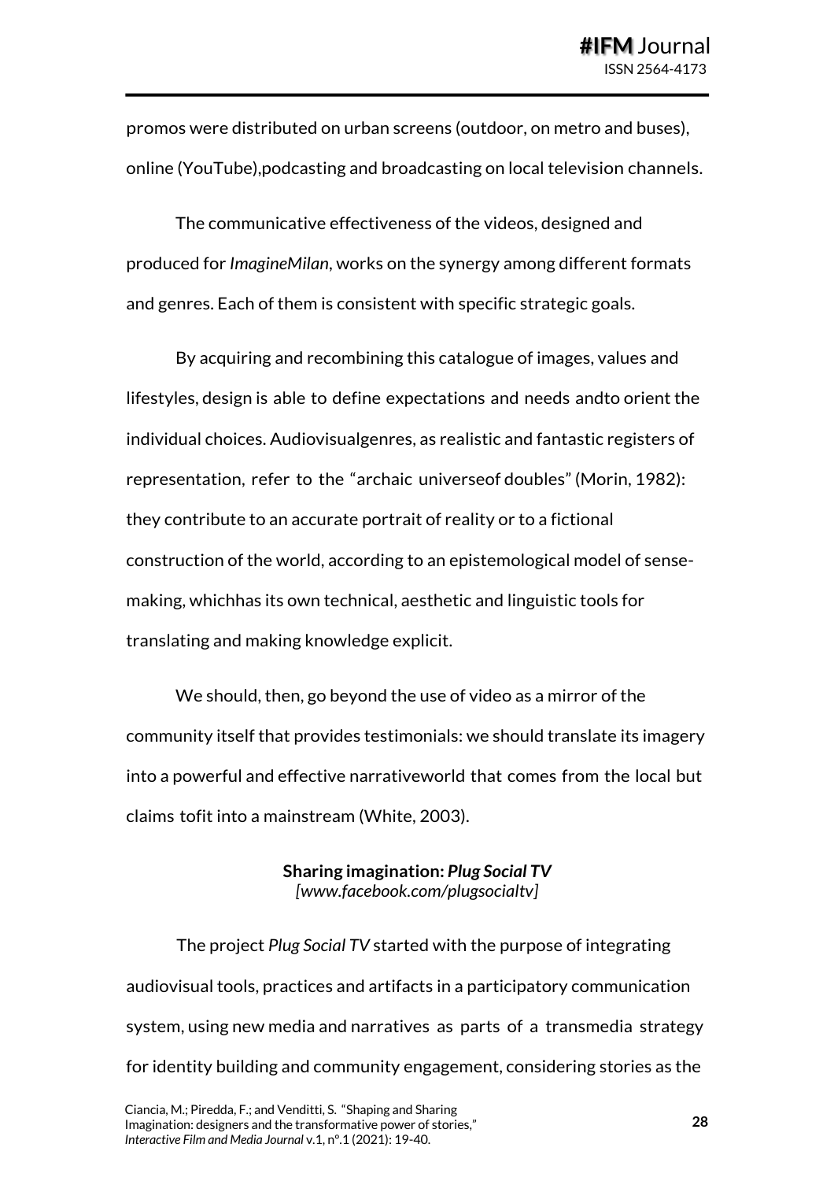promos were distributed on urban screens (outdoor, on metro and buses), online (YouTube),podcasting and broadcasting on local television channels.

The communicative effectiveness of the videos, designed and produced for *ImagineMilan*, works on the synergy among different formats and genres. Each of them is consistent with specific strategic goals.

By acquiring and recombining this catalogue of images, values and lifestyles, design is able to define expectations and needs andto orient the individual choices. Audiovisualgenres, as realistic and fantastic registers of representation, refer to the "archaic universeof doubles" (Morin, 1982): they contribute to an accurate portrait of reality or to a fictional construction of the world, according to an epistemological model of sense-making, whichhas its own technical, aesthetic and linguistic tools for translating and making knowledge explicit.

We should, then, go beyond the use of video as a mirror of the community itself that provides testimonials: we should translate its imagery into a powerful and effective narrativeworld that comes from the local but claims tofit into a mainstream (White, 2003).

### Sharing imagination: *Plug Social TV*

*[www.facebook.com/plugsocialtv]*

The project *Plug Social TV* started with the purpose of integrating audiovisual tools, practices and artifacts in a participatory communication system, using new media and narratives as parts of a transmedia strategy for identity building and community engagement, considering stories as the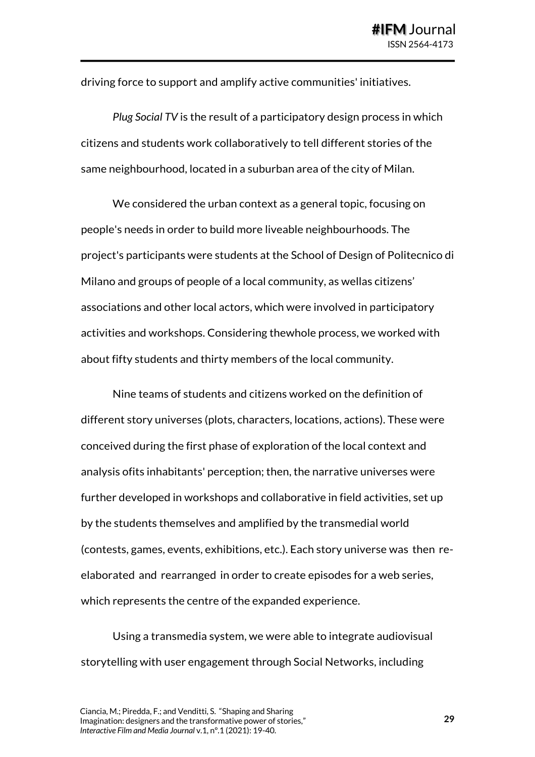driving force to support and amplify active communities' initiatives.

*Plug Social TV* is the result of a participatory design process in which citizens and students work collaboratively to tell different stories of the same neighbourhood, located in a suburban area of the city of Milan.

We considered the urban context as a general topic, focusing on people's needs in order to build more liveable neighbourhoods. The project's participants were students at the School of Design of Politecnico di Milano and groups of people of a local community, as wellas citizens' associations and other local actors, which were involved in participatory activities and workshops. Considering thewhole process, we worked with about fifty students and thirty members of the local community.

Nine teams of students and citizens worked on the definition of different story universes (plots, characters, locations, actions). These were conceived during the first phase of exploration of the local context and analysis ofits inhabitants' perception; then, the narrative universes were further developed in workshops and collaborative in field activities, set up by the students themselves and amplified by the transmedial world (contests, games, events, exhibitions, etc.). Each story universe was then re-elaborated and rearranged in order to create episodes for a web series, which represents the centre of the expanded experience.

Using a transmedia system, we were able to integrate audiovisual storytelling with user engagement through Social Networks, including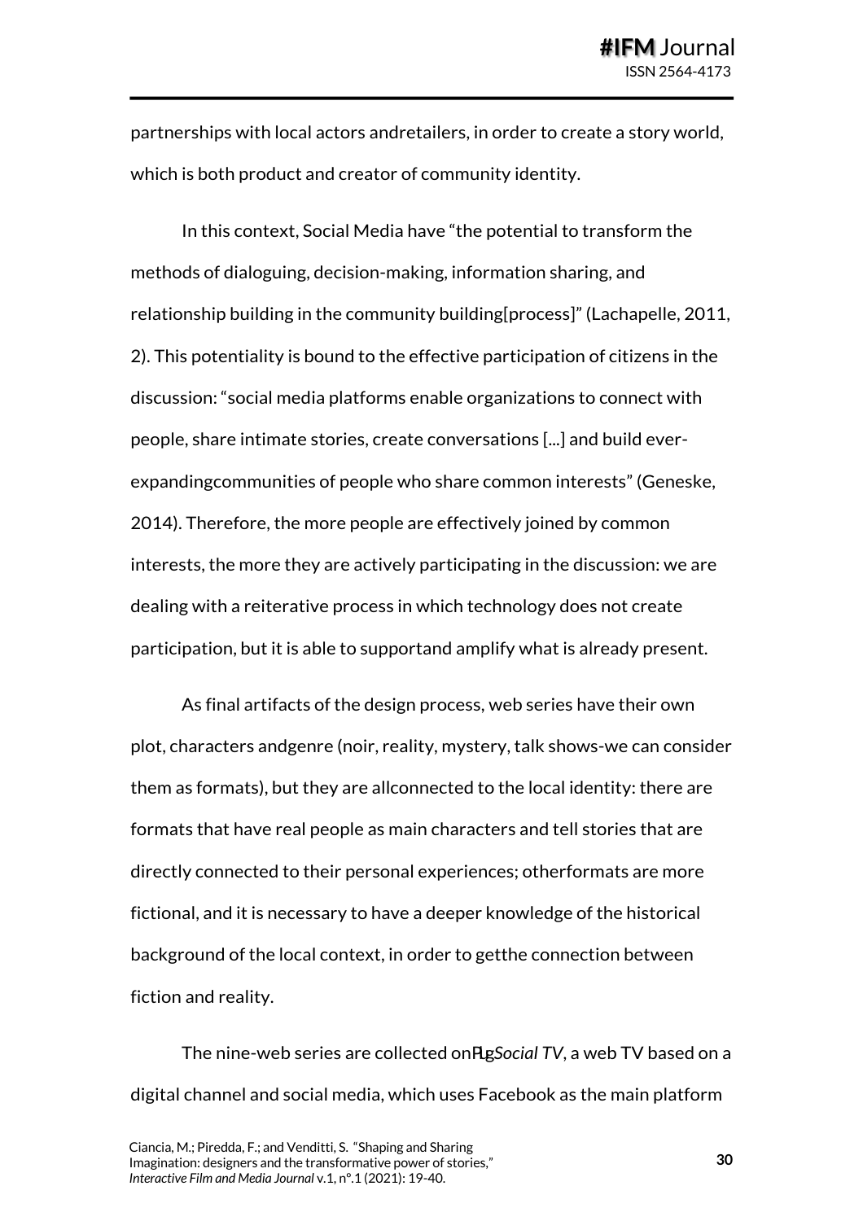partnerships with local actors andretailers, in order to create a story world, which is both product and creator of community identity.

In this context, Social Media have "the potential to transform the methods of dialoguing, decision-making, information sharing, and relationship building in the community building[process]" (Lachapelle, 2011, 2). This potentiality is bound to the effective participation of citizens in the discussion: "social media platforms enable organizations to connect with people, share intimate stories, create conversations [...] and build ever-expandingcommunities of people who share common interests" (Geneske, 2014). Therefore, the more people are effectively joined by common interests, the more they are actively participating in the discussion: we are dealing with a reiterative process in which technology does not create participation, but it is able to supportand amplify what is already present.

As final artifacts of the design process, web series have their own plot, characters andgenre (noir, reality, mystery, talk shows-we can consider them as formats), but they are allconnected to the local identity: there are formats that have real people as main characters and tell stories that are directly connected to their personal experiences; otherformats are more fictional, and it is necessary to have a deeper knowledge of the historical background of the local context, in order to getthe connection between fiction and reality.

The nine-web series are collected onPLg*Social TV*, a web TV based on a digital channel and social media, which uses Facebook as the main platform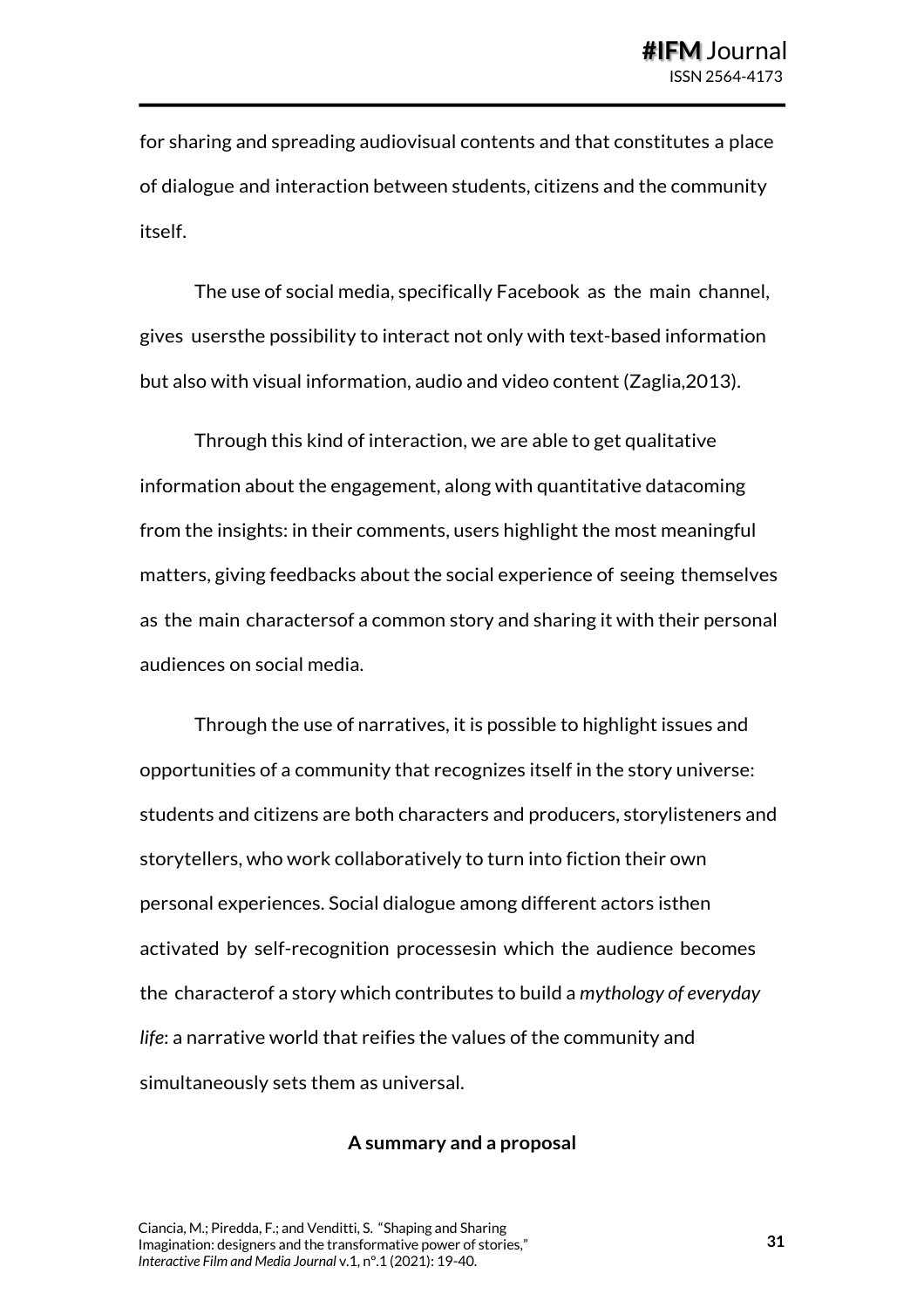for sharing and spreading audiovisual contents and that constitutes a place of dialogue and interaction between students, citizens and the community itself.

The use of social media, specifically Facebook as the main channel, gives usersthe possibility to interact not only with text-based information but also with visual information, audio and video content (Zaglia,2013).

Through this kind of interaction, we are able to get qualitative information about the engagement, along with quantitative datacoming from the insights: in their comments, users highlight the most meaningful matters, giving feedbacks about the social experience of seeing themselves as the main charactersof a common story and sharing it with their personal audiences on social media.

Through the use of narratives, it is possible to highlight issues and opportunities of a community that recognizes itself in the story universe: students and citizens are both characters and producers, storylisteners and storytellers, who work collaboratively to turn into fiction their own personal experiences. Social dialogue among different actors isthen activated by self-recognition processesin which the audience becomes the characterof a story which contributes to build a *mythology of everyday life*: a narrative world that reifies the values of the community and simultaneously sets them as universal.

**A summary and a proposal**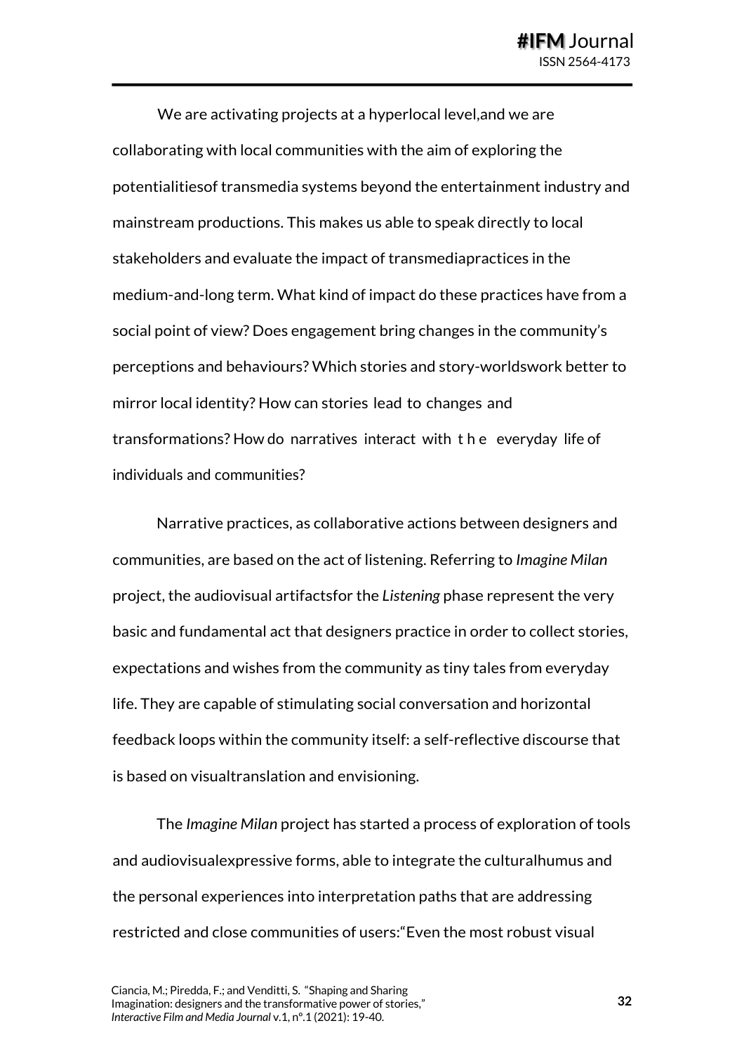We are activating projects at a hyperlocal level,and we are collaborating with local communities with the aim of exploring the potentialitiesof transmedia systems beyond the entertainment industry and mainstream productions. This makes us able to speak directly to local stakeholders and evaluate the impact of transmediapractices in the medium-and-long term. What kind of impact do these practices have from a social point of view? Does engagement bring changes in the community's perceptions and behaviours? Which stories and story-worldswork better to mirror local identity? How can stories lead to changes and transformations? How do narratives interact with the everyday life of individuals and communities?

Narrative practices, as collaborative actions between designers and communities, are based on the act of listening. Referring to *Imagine Milan* project, the audiovisual artifactsfor the *Listening* phase represent the very basic and fundamental act that designers practice in order to collect stories, expectations and wishes from the community as tiny tales from everyday life. They are capable of stimulating social conversation and horizontal feedback loops within the community itself: a self-reflective discourse that is based on visualtranslation and envisioning.

The *Imagine Milan* project has started a process of exploration of tools and audiovisualexpressive forms, able to integrate the culturalhumus and the personal experiences into interpretation paths that are addressing restricted and close communities of users:"Even the most robust visual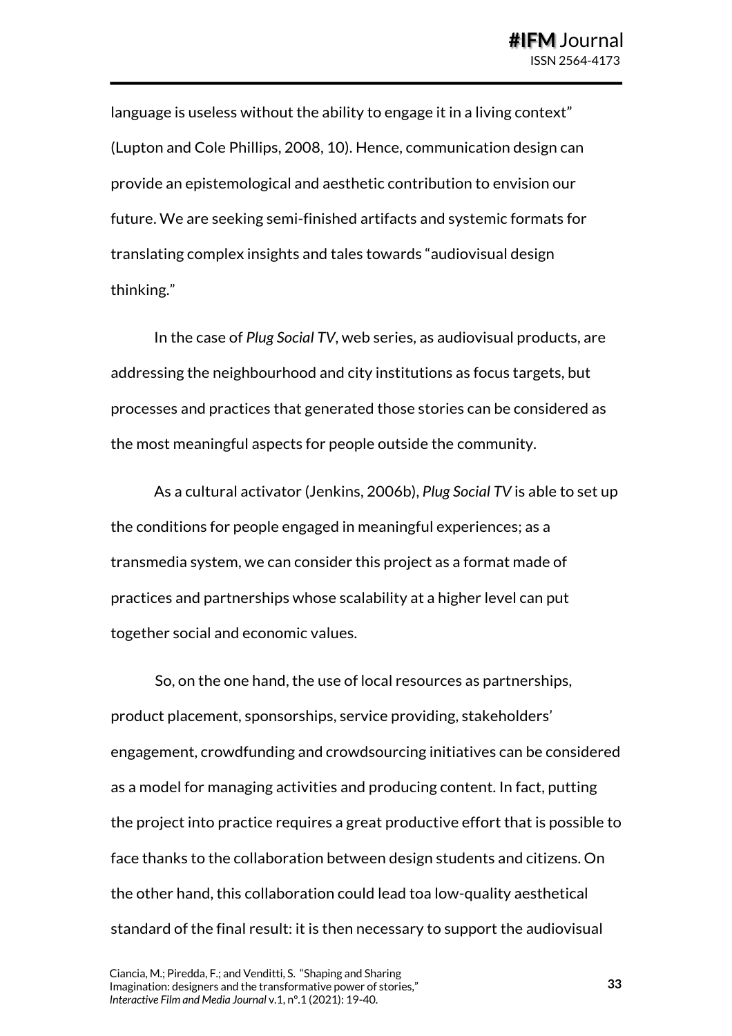language is useless without the ability to engage it in a living context" (Lupton and Cole Phillips, 2008, 10). Hence, communication design can provide an epistemological and aesthetic contribution to envision our future. We are seeking semi-finished artifacts and systemic formats for translating complex insights and tales towards "audiovisual design thinking."

In the case of *Plug Social TV*, web series, as audiovisual products, are addressing the neighbourhood and city institutions as focus targets, but processes and practices that generated those stories can be considered as the most meaningful aspects for people outside the community.

As a cultural activator (Jenkins, 2006b), *Plug Social TV* is able to set up the conditions for people engaged in meaningful experiences; as a transmedia system, we can consider this project as a format made of practices and partnerships whose scalability at a higher level can put together social and economic values.

So, on the one hand, the use of local resources as partnerships, product placement, sponsorships, service providing, stakeholders' engagement, crowdfunding and crowdsourcing initiatives can be considered as a model for managing activities and producing content. In fact, putting the project into practice requires a great productive effort that is possible to face thanks to the collaboration between design students and citizens. On the other hand, this collaboration could lead toa low-quality aesthetical standard of the final result: it is then necessary to support the audiovisual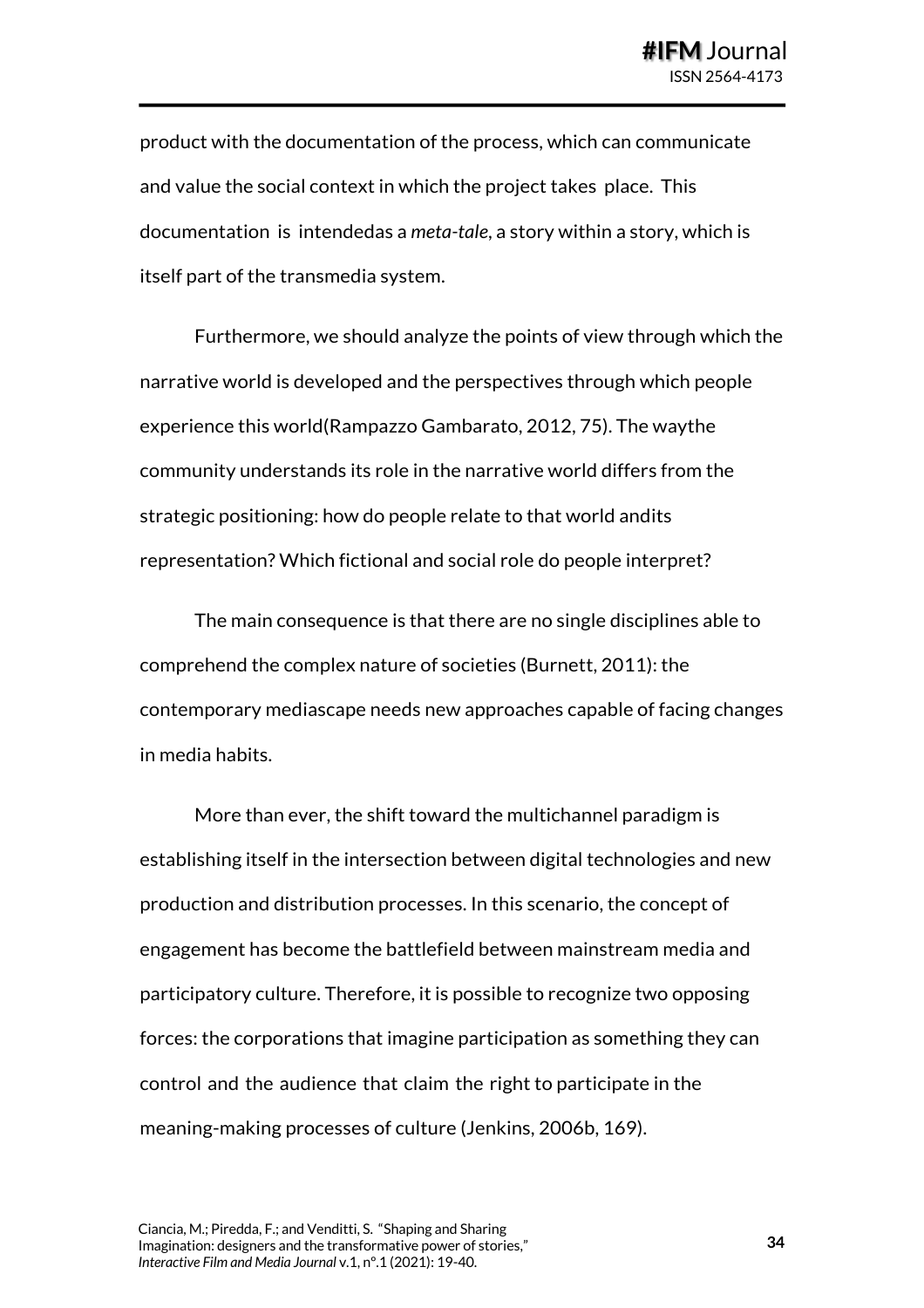product with the documentation of the process, which can communicate and value the social context in which the project takes place. This documentation is intendedas a *meta-tale*, a story within a story, which is itself part of the transmedia system.

Furthermore, we should analyze the points of view through which the narrative world is developed and the perspectives through which people experience this world(Rampazzo Gambarato, 2012, 75). The waythe community understands its role in the narrative world differs from the strategic positioning: how do people relate to that world andits representation? Which fictional and social role do people interpret?

The main consequence is that there are no single disciplines able to comprehend the complex nature of societies (Burnett, 2011): the contemporary mediascape needs new approaches capable of facing changes in media habits.

More than ever, the shift toward the multichannel paradigm is establishing itself in the intersection between digital technologies and new production and distribution processes. In this scenario, the concept of engagement has become the battlefield between mainstream media and participatory culture. Therefore, it is possible to recognize two opposing forces: the corporations that imagine participation as something they can control and the audience that claim the right to participate in the meaning-making processes of culture (Jenkins, 2006b, 169).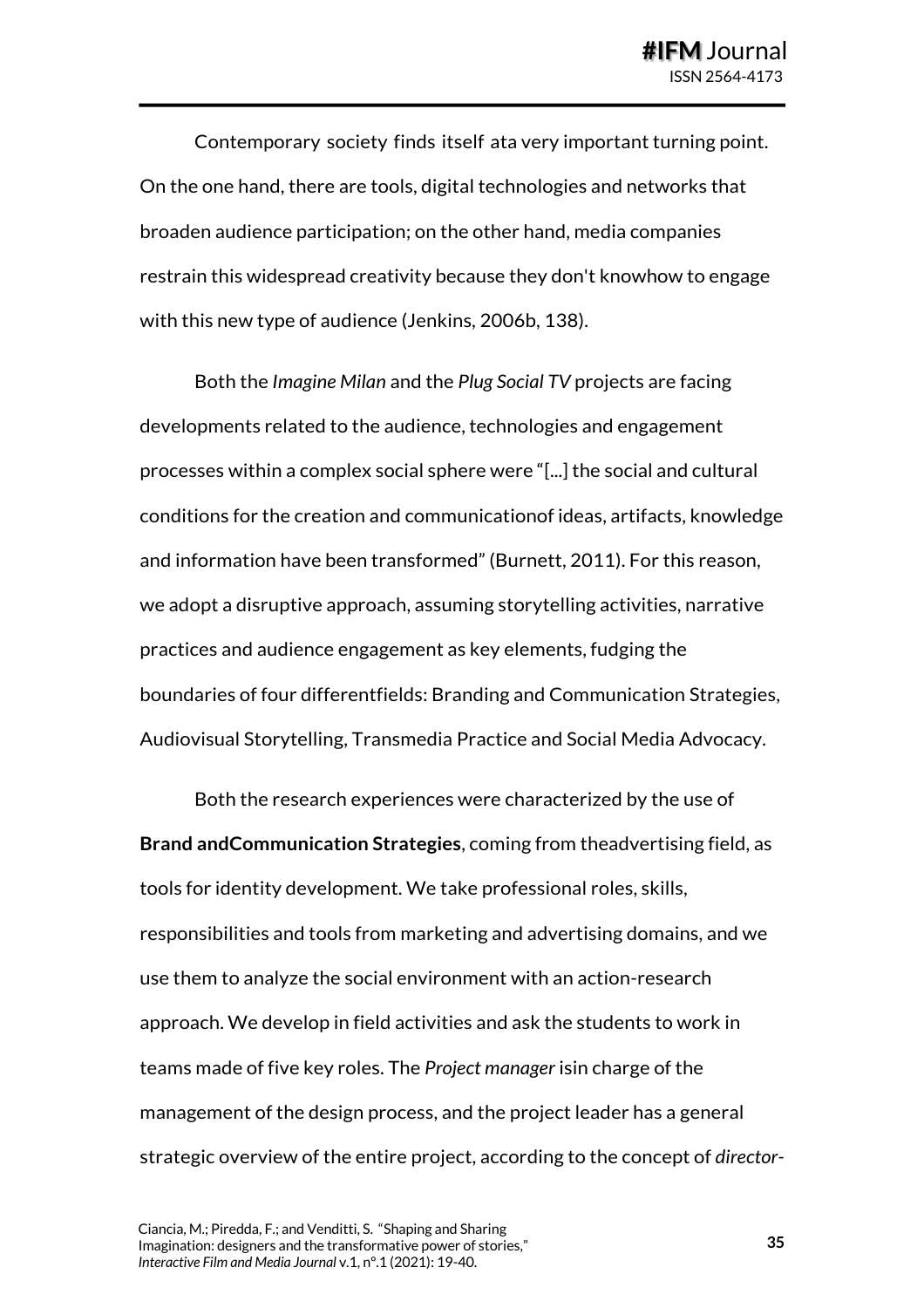Contemporary society finds itself ata very important turning point. On the one hand, there are tools, digital technologies and networks that broaden audience participation; on the other hand, media companies restrain this widespread creativity because they don't knowhow to engage with this new type of audience (Jenkins, 2006b, 138).

Both the *Imagine Milan* and the *Plug Social TV* projects are facing developments related to the audience, technologies and engagement processes within a complex social sphere were "[...] the social and cultural conditions for the creation and communicationof ideas, artifacts, knowledge and information have been transformed" (Burnett, 2011). For this reason, we adopt a disruptive approach, assuming storytelling activities, narrative practices and audience engagement as key elements, fudging the boundaries of four differentfields: Branding and Communication Strategies, Audiovisual Storytelling, Transmedia Practice and Social Media Advocacy.

Both the research experiences were characterized by the use of **Brand andCommunication Strategies**, coming from theadvertising field, as tools for identity development. We take professional roles, skills, responsibilities and tools from marketing and advertising domains, and we use them to analyze the social environment with an action-research approach. We develop in field activities and ask the students to work in teams made of five key roles. The *Project manager* isin charge of the management of the design process, and the project leader has a general strategic overview of the entire project, according to the concept of *director-*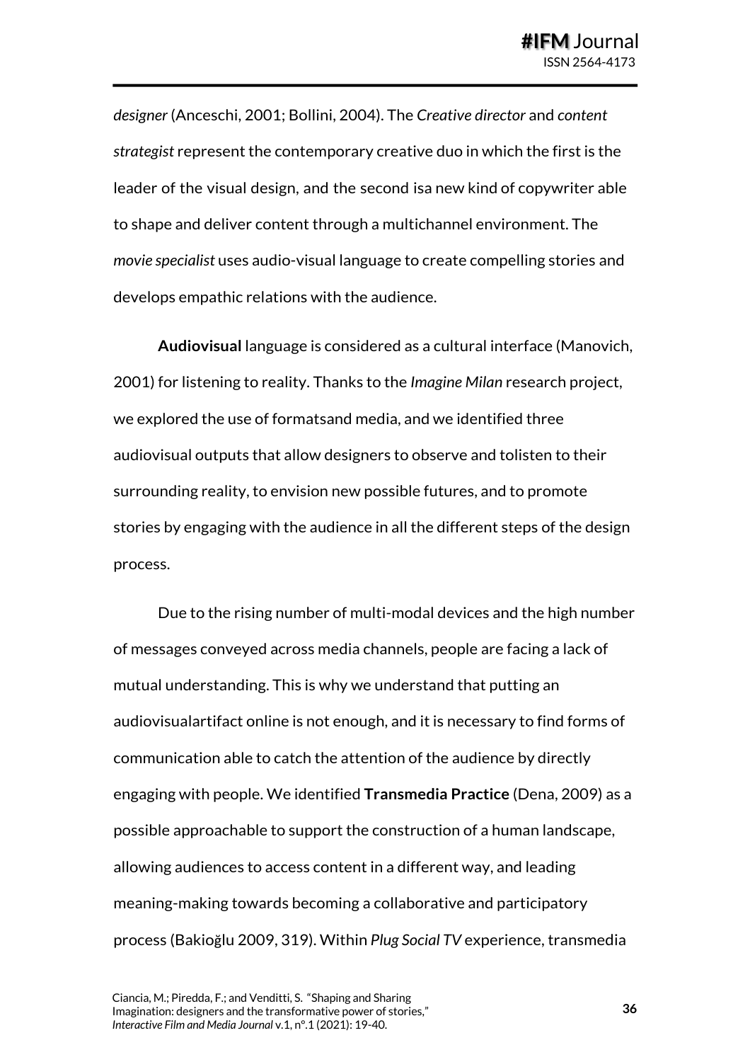*designer* (Anceschi, 2001; Bollini, 2004). The *Creative director* and *content strategist* represent the contemporary creative duo in which the first is the leader of the visual design, and the second isa new kind of copywriter able to shape and deliver content through a multichannel environment. The *movie specialist* uses audio-visual language to create compelling stories and develops empathic relations with the audience.

**Audiovisual** language is considered as a cultural interface (Manovich, 2001) for listening to reality. Thanks to the *Imagine Milan* research project, we explored the use of formatsand media, and we identified three audiovisual outputs that allow designers to observe and tolisten to their surrounding reality, to envision new possible futures, and to promote stories by engaging with the audience in all the different steps of the design process.

Due to the rising number of multi-modal devices and the high number of messages conveyed across media channels, people are facing a lack of mutual understanding. This is why we understand that putting an audiovisualartifact online is not enough, and it is necessary to find forms of communication able to catch the attention of the audience by directly engaging with people. We identified **Transmedia Practice** (Dena, 2009) as a possible approachable to support the construction of a human landscape, allowing audiences to access content in a different way, and leading meaning-making towards becoming a collaborative and participatory process (Bakioğlu 2009, 319). Within *Plug Social TV* experience, transmedia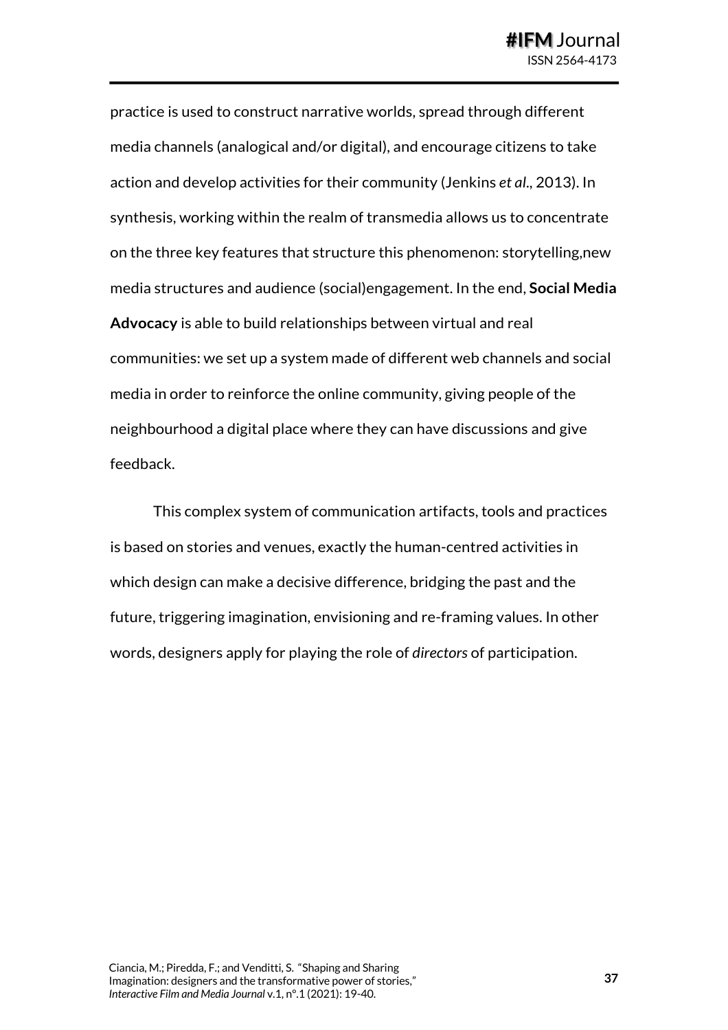practice is used to construct narrative worlds, spread through different media channels (analogical and/or digital), and encourage citizens to take action and develop activities for their community (Jenkins *et al.*, 2013). In synthesis, working within the realm of transmedia allows us to concentrate on the three key features that structure this phenomenon: storytelling,new media structures and audience (social)engagement. In the end, **Social Media Advocacy** is able to build relationships between virtual and real communities: we set up a system made of different web channels and social media in order to reinforce the online community, giving people of the neighbourhood a digital place where they can have discussions and give feedback.

This complex system of communication artifacts, tools and practices is based on stories and venues, exactly the human-centred activities in which design can make a decisive difference, bridging the past and the future, triggering imagination, envisioning and re-framing values. In other words, designers apply for playing the role of *directors* of participation.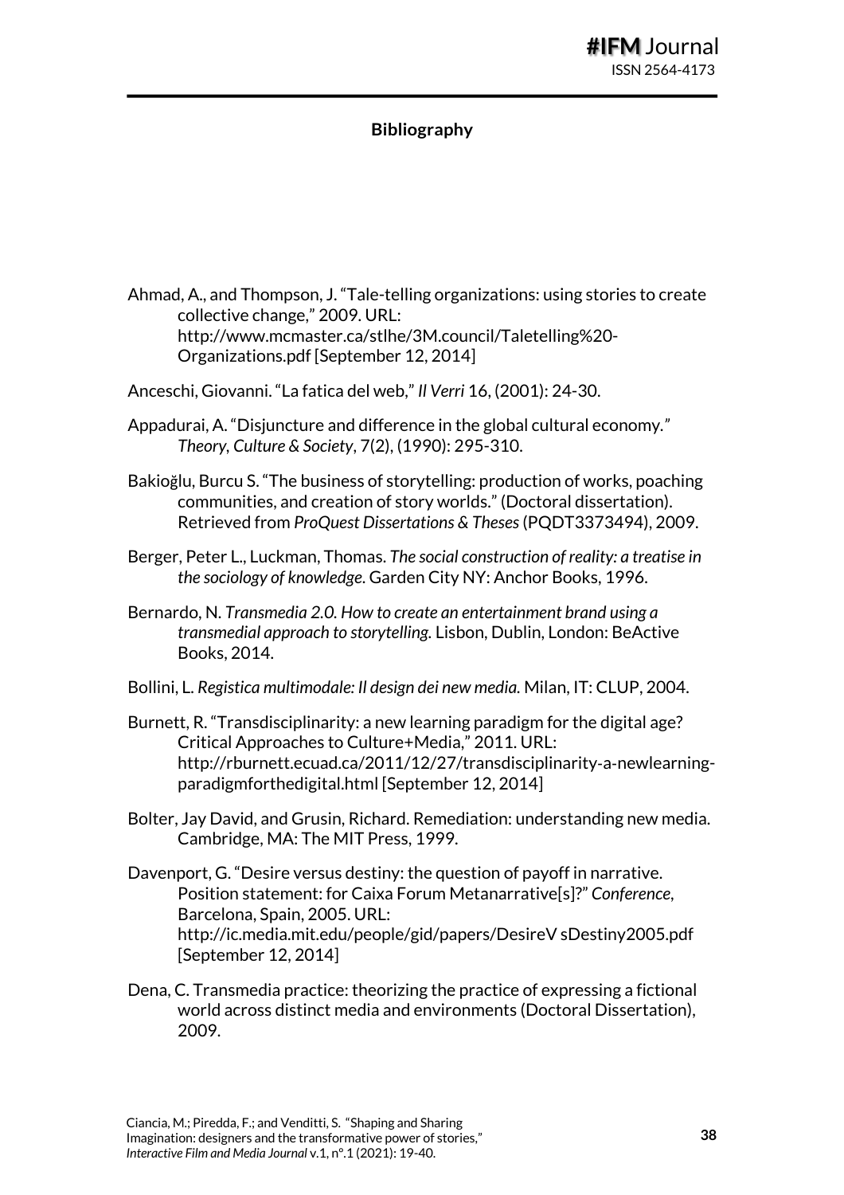## Bibliography

Ahmad, A., and Thompson, J. "Tale-telling organizations: using stories to create collective change," 2009. URL: http://www.mcmaster.ca/stlhe/3M.council/Taletelling%20-Organizations.pdf [September 12, 2014]

Anceschi, Giovanni. "La fatica del web," *Il Verri* 16, (2001): 24-30.

Appadurai, A. "Disjuncture and difference in the global cultural economy." *Theory, Culture & Society*, 7(2), (1990): 295-310.

Bakioğlu, Burcu S. "The business of storytelling: production of works, poaching communities, and creation of story worlds." (Doctoral dissertation). Retrieved from *ProQuest Dissertations & Theses* (PQDT3373494), 2009.

Berger, Peter L., Luckman, Thomas. *The social construction of reality: a treatise in the sociology of knowledge*. Garden City NY: Anchor Books, 1996.

Bernardo, N. *Transmedia 2.0. How to create an entertainment brand using a transmedial approach to storytelling.* Lisbon, Dublin, London: BeActive Books, 2014.

Bollini, L. *Registica multimodale: Il design dei new media.* Milan, IT: CLUP, 2004.

Burnett, R. "Transdisciplinarity: a new learning paradigm for the digital age? Critical Approaches to Culture+Media," 2011. URL: http://rburnett.ecuad.ca/2011/12/27/transdisciplinarity-a-newlearning-paradigmforthedigital.html [September 12, 2014]

Bolter, Jay David, and Grusin, Richard. Remediation: understanding new media. Cambridge, MA: The MIT Press, 1999.

Davenport, G. "Desire versus destiny: the question of payoff in narrative. Position statement: for Caixa Forum Metanarrative[s]?" *Conference*, Barcelona, Spain, 2005. URL: http://ic.media.mit.edu/people/gid/papers/DesireV sDestiny2005.pdf [September 12, 2014]

Dena, C. Transmedia practice: theorizing the practice of expressing a fictional world across distinct media and environments (Doctoral Dissertation), 2009.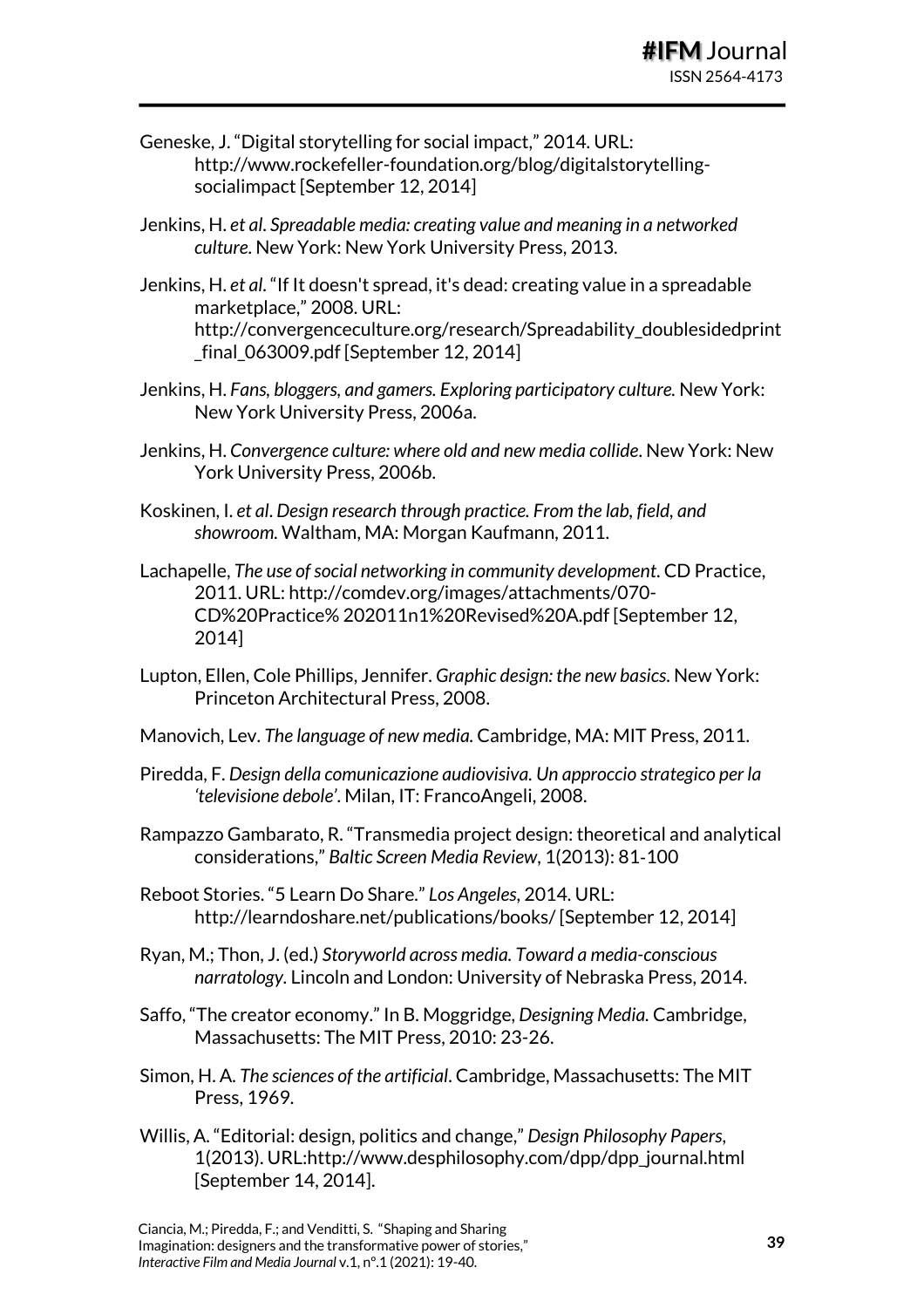Geneske, J. "Digital storytelling for social impact," 2014. URL: http://www.rockefeller-foundation.org/blog/digitalstorytelling-socialimpact [September 12, 2014]

Jenkins, H. *et al*. *Spreadable media: creating value and meaning in a networked culture.* New York: New York University Press, 2013.

Jenkins, H. *et al*. "If It doesn't spread, it's dead: creating value in a spreadable marketplace," 2008. URL: http://convergenceculture.org/research/Spreadability_doublesidedprint_final_063009.pdf [September 12, 2014]

Jenkins, H. *Fans, bloggers, and gamers. Exploring participatory culture.* New York: New York University Press, 2006a.

Jenkins, H. *Convergence culture: where old and new media collide*. New York: New York University Press, 2006b.

Koskinen, I. *et al*. *Design research through practice. From the lab, field, and showroom.* Waltham, MA: Morgan Kaufmann, 2011.

Lachapelle, *The use of social networking in community development*. CD Practice, 2011. URL: http://comdev.org/images/attachments/070-CD%20Practice% 202011n1%20Revised%20A.pdf [September 12, 2014]

Lupton, Ellen, Cole Phillips, Jennifer. *Graphic design: the new basics.* New York: Princeton Architectural Press, 2008.

Manovich, Lev. *The language of new media.* Cambridge, MA: MIT Press, 2011.

Piredda, F. *Design della comunicazione audiovisiva. Un approccio strategico per la 'televisione debole'*. Milan, IT: FrancoAngeli, 2008.

Rampazzo Gambarato, R. "Transmedia project design: theoretical and analytical considerations," *Baltic Screen Media Review*, 1(2013): 81-100

Reboot Stories. "5 Learn Do Share." *Los Angeles*, 2014. URL: http://learndoshare.net/publications/books/ [September 12, 2014]

Ryan, M.; Thon, J. (ed.) *Storyworld across media. Toward a media-conscious narratology*. Lincoln and London: University of Nebraska Press, 2014.

Saffo, "The creator economy." In B. Moggridge, *Designing Media.* Cambridge, Massachusetts: The MIT Press, 2010: 23-26.

Simon, H. A. *The sciences of the artificial*. Cambridge, Massachusetts: The MIT Press, 1969.

Willis, A. "Editorial: design, politics and change," *Design Philosophy Papers*, 1(2013). URL:http://www.desphilosophy.com/dpp/dpp_journal.html [September 14, 2014].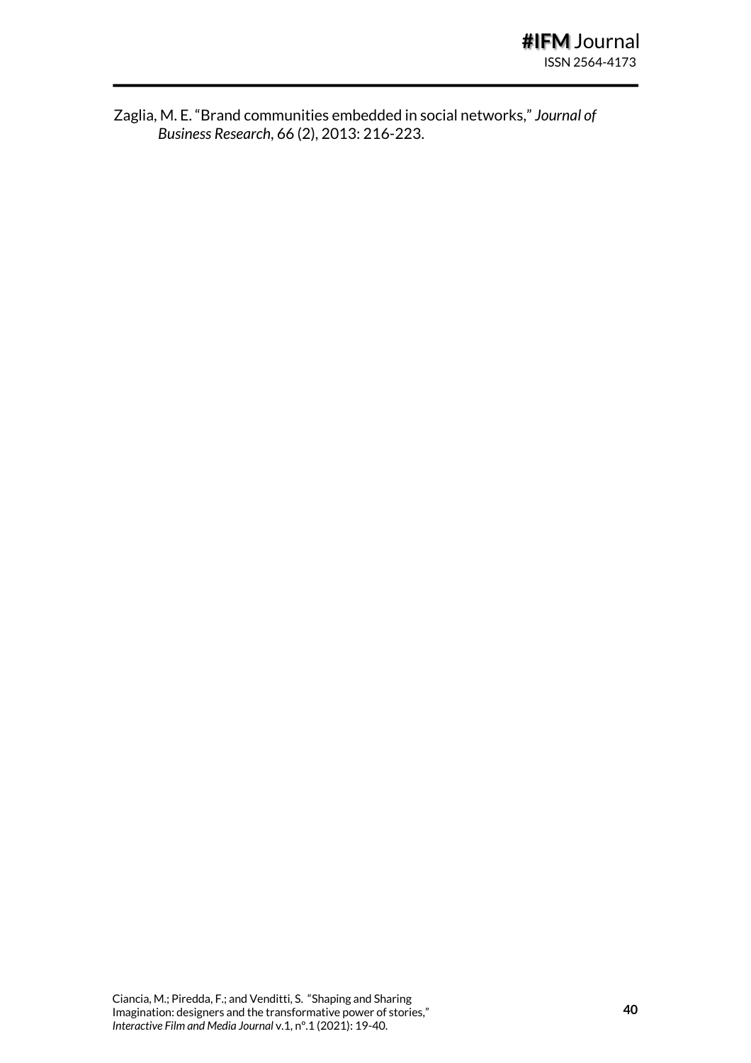Zaglia, M. E. “Brand communities embedded in social networks,” *Journal of Business Research*, 66 (2), 2013: 216-223.